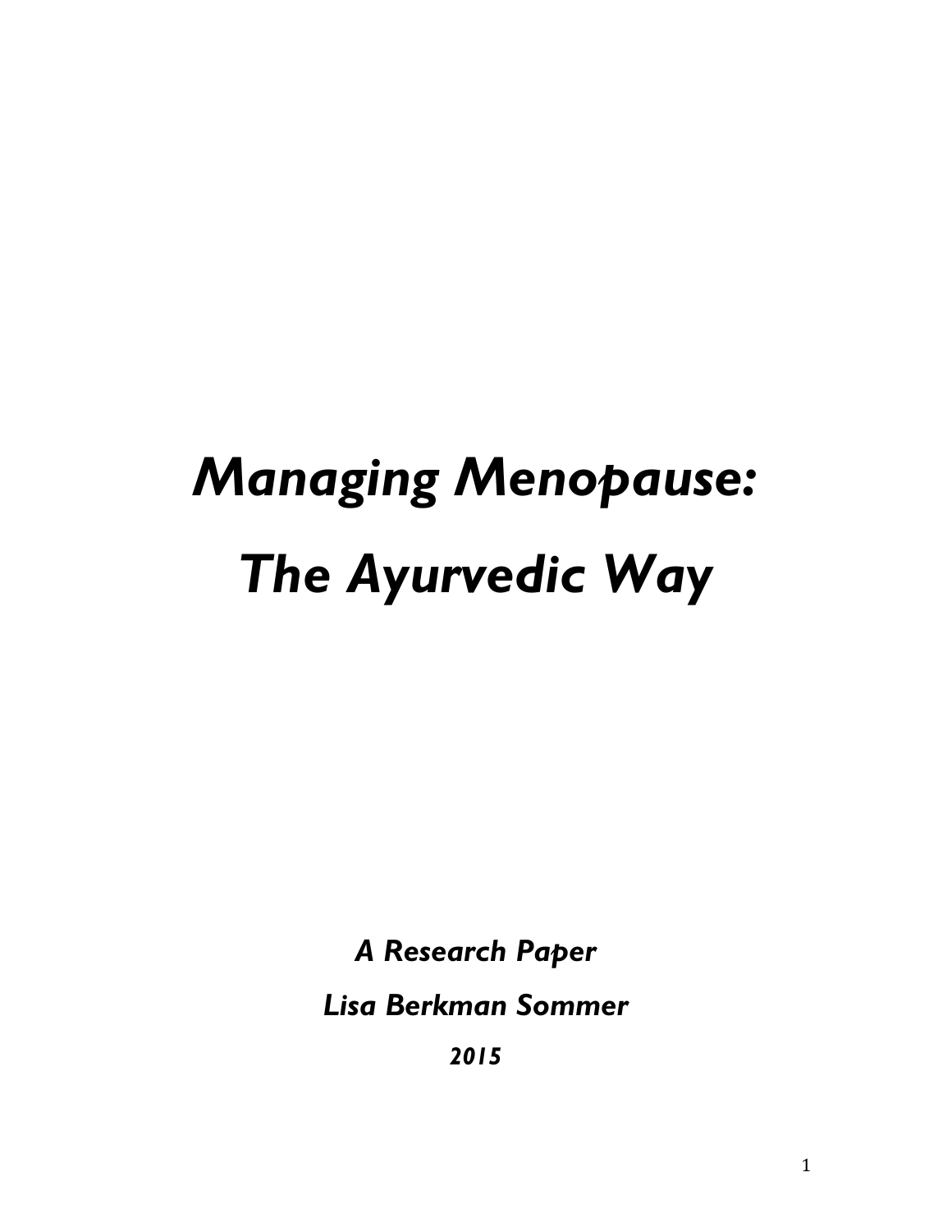# *Managing Menopause: The Ayurvedic Way*

***A Research Paper***

***Lisa Berkman Sommer***

***2015***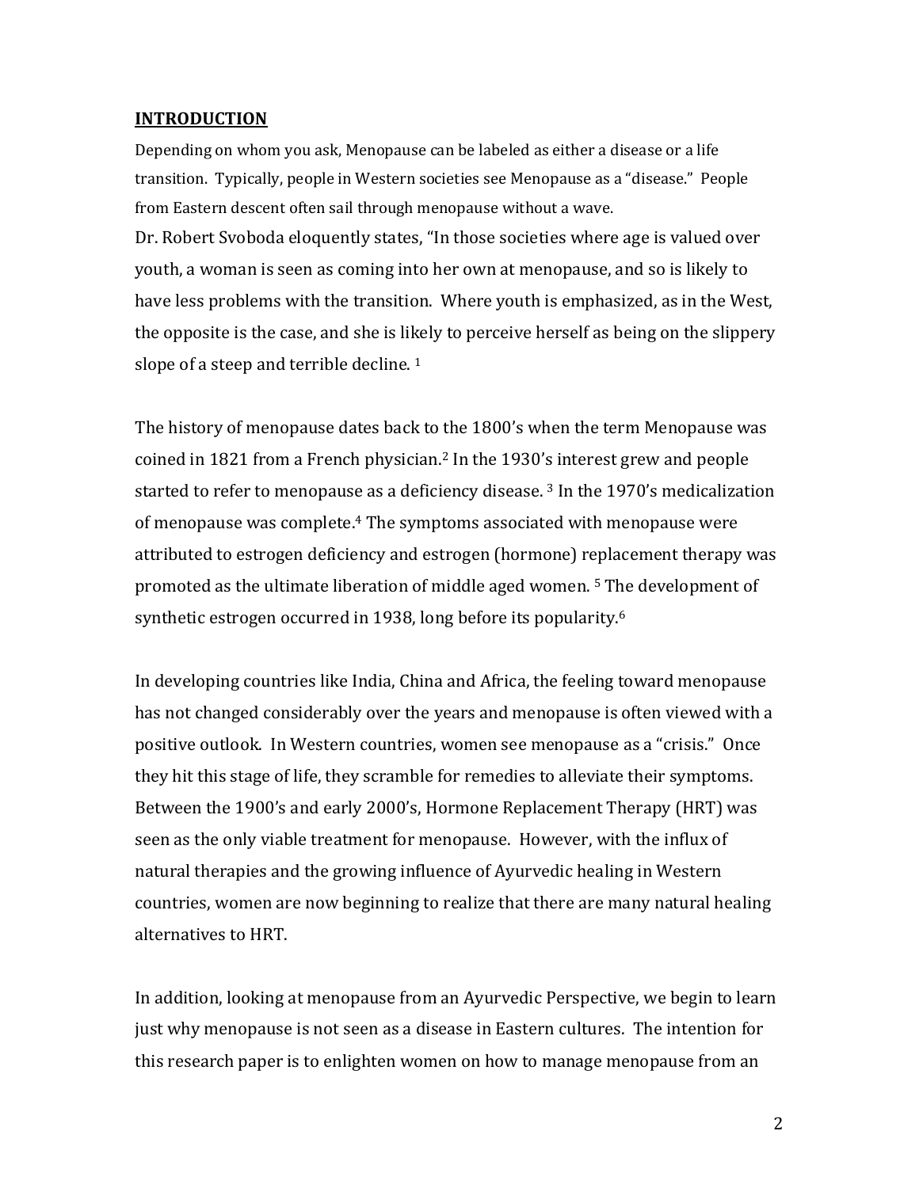## INTRODUCTION

Depending on whom you ask, Menopause can be labeled as either a disease or a life transition. Typically, people in Western societies see Menopause as a "disease." People from Eastern descent often sail through menopause without a wave.

Dr. Robert Svoboda eloquently states, "In those societies where age is valued over youth, a woman is seen as coming into her own at menopause, and so is likely to have less problems with the transition. Where youth is emphasized, as in the West, the opposite is the case, and she is likely to perceive herself as being on the slippery slope of a steep and terrible decline. [1]

The history of menopause dates back to the 1800's when the term Menopause was coined in 1821 from a French physician.[2] In the 1930's interest grew and people started to refer to menopause as a deficiency disease. [3] In the 1970's medicalization of menopause was complete.[4] The symptoms associated with menopause were attributed to estrogen deficiency and estrogen (hormone) replacement therapy was promoted as the ultimate liberation of middle aged women. [5] The development of synthetic estrogen occurred in 1938, long before its popularity.[6]

In developing countries like India, China and Africa, the feeling toward menopause has not changed considerably over the years and menopause is often viewed with a positive outlook. In Western countries, women see menopause as a "crisis." Once they hit this stage of life, they scramble for remedies to alleviate their symptoms. Between the 1900's and early 2000's, Hormone Replacement Therapy (HRT) was seen as the only viable treatment for menopause. However, with the influx of natural therapies and the growing influence of Ayurvedic healing in Western countries, women are now beginning to realize that there are many natural healing alternatives to HRT.

In addition, looking at menopause from an Ayurvedic Perspective, we begin to learn just why menopause is not seen as a disease in Eastern cultures. The intention for this research paper is to enlighten women on how to manage menopause from an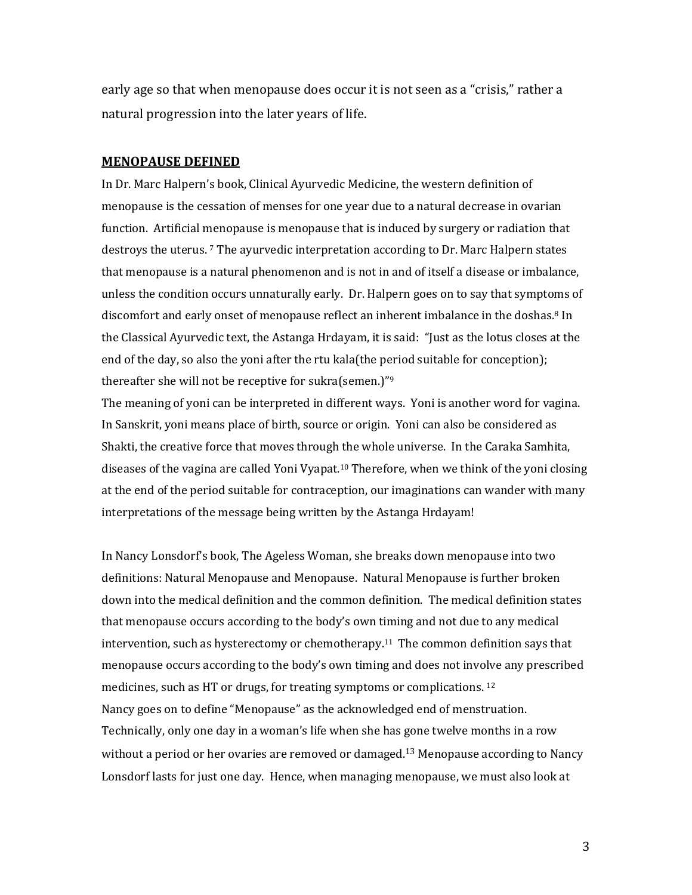early age so that when menopause does occur it is not seen as a "crisis," rather a natural progression into the later years of life.

## MENOPAUSE DEFINED

In Dr. Marc Halpern's book, Clinical Ayurvedic Medicine, the western definition of menopause is the cessation of menses for one year due to a natural decrease in ovarian function. Artificial menopause is menopause that is induced by surgery or radiation that destroys the uterus. [7] The ayurvedic interpretation according to Dr. Marc Halpern states that menopause is a natural phenomenon and is not in and of itself a disease or imbalance, unless the condition occurs unnaturally early. Dr. Halpern goes on to say that symptoms of discomfort and early onset of menopause reflect an inherent imbalance in the doshas.[8] In the Classical Ayurvedic text, the Astanga Hrdayam, it is said: "Just as the lotus closes at the end of the day, so also the yoni after the rtu kala(the period suitable for conception); thereafter she will not be receptive for sukra(semen.)"[9]

The meaning of yoni can be interpreted in different ways. Yoni is another word for vagina. In Sanskrit, yoni means place of birth, source or origin. Yoni can also be considered as Shakti, the creative force that moves through the whole universe. In the Caraka Samhita, diseases of the vagina are called Yoni Vyapat.[10] Therefore, when we think of the yoni closing at the end of the period suitable for contraception, our imaginations can wander with many interpretations of the message being written by the Astanga Hrdayam!

In Nancy Lonsdorf's book, The Ageless Woman, she breaks down menopause into two definitions: Natural Menopause and Menopause. Natural Menopause is further broken down into the medical definition and the common definition. The medical definition states that menopause occurs according to the body's own timing and not due to any medical intervention, such as hysterectomy or chemotherapy.[11] The common definition says that menopause occurs according to the body's own timing and does not involve any prescribed medicines, such as HT or drugs, for treating symptoms or complications. [12]

Nancy goes on to define "Menopause" as the acknowledged end of menstruation. Technically, only one day in a woman's life when she has gone twelve months in a row without a period or her ovaries are removed or damaged.[13] Menopause according to Nancy Lonsdorf lasts for just one day. Hence, when managing menopause, we must also look at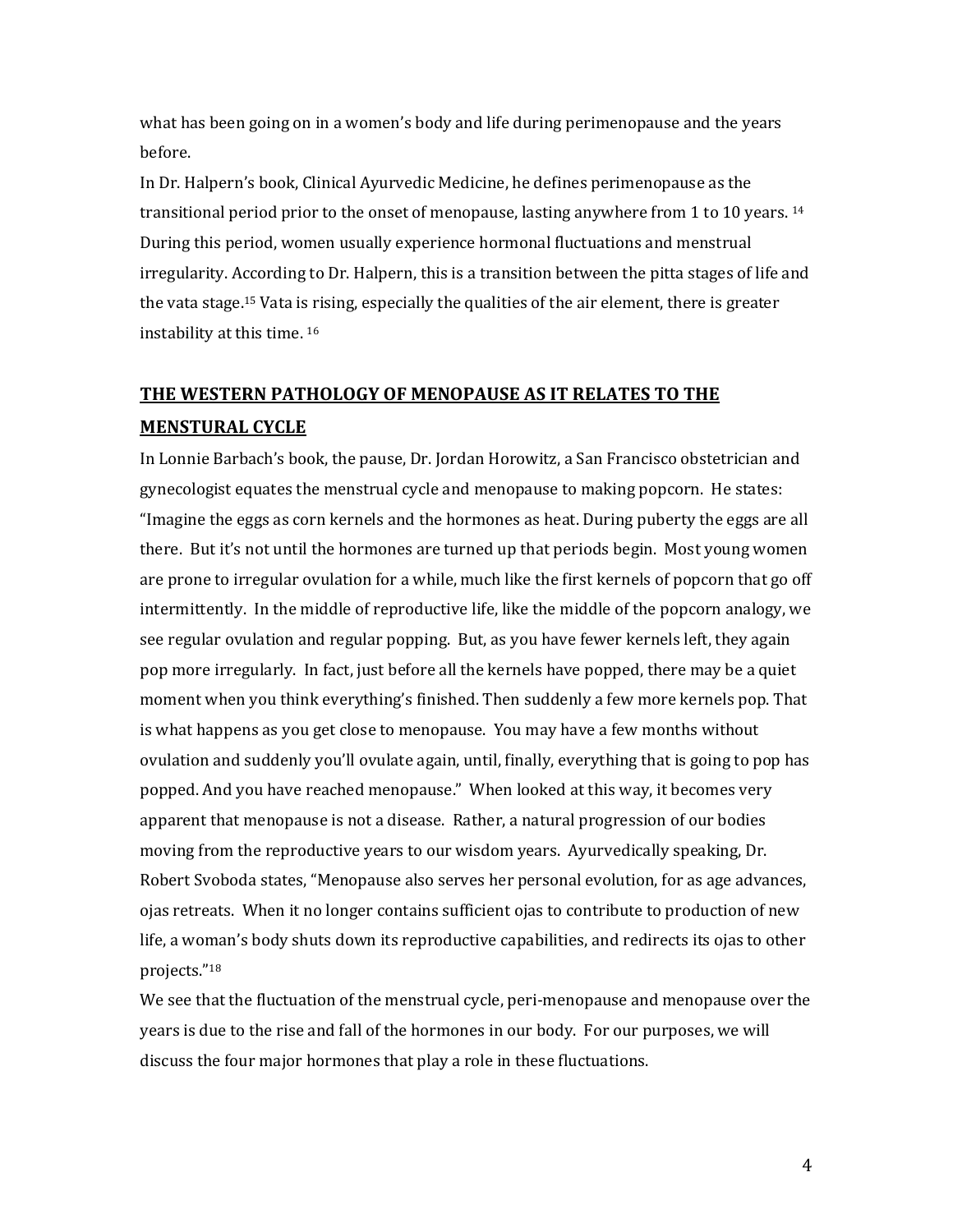what has been going on in a women's body and life during perimenopause and the years before.

In Dr. Halpern's book, Clinical Ayurvedic Medicine, he defines perimenopause as the transitional period prior to the onset of menopause, lasting anywhere from 1 to 10 years. [14] During this period, women usually experience hormonal fluctuations and menstrual irregularity. According to Dr. Halpern, this is a transition between the pitta stages of life and the vata stage.[15] Vata is rising, especially the qualities of the air element, there is greater instability at this time. [16]

## **THE WESTERN PATHOLOGY OF MENOPAUSE AS IT RELATES TO THE MENSTURAL CYCLE**

In Lonnie Barbach's book, the pause, Dr. Jordan Horowitz, a San Francisco obstetrician and gynecologist equates the menstrual cycle and menopause to making popcorn. He states: "Imagine the eggs as corn kernels and the hormones as heat. During puberty the eggs are all there. But it's not until the hormones are turned up that periods begin. Most young women are prone to irregular ovulation for a while, much like the first kernels of popcorn that go off intermittently. In the middle of reproductive life, like the middle of the popcorn analogy, we see regular ovulation and regular popping. But, as you have fewer kernels left, they again pop more irregularly. In fact, just before all the kernels have popped, there may be a quiet moment when you think everything's finished. Then suddenly a few more kernels pop. That is what happens as you get close to menopause. You may have a few months without ovulation and suddenly you'll ovulate again, until, finally, everything that is going to pop has popped. And you have reached menopause." When looked at this way, it becomes very apparent that menopause is not a disease. Rather, a natural progression of our bodies moving from the reproductive years to our wisdom years. Ayurvedically speaking, Dr. Robert Svoboda states, "Menopause also serves her personal evolution, for as age advances, ojas retreats. When it no longer contains sufficient ojas to contribute to production of new life, a woman's body shuts down its reproductive capabilities, and redirects its ojas to other projects."[18]

We see that the fluctuation of the menstrual cycle, peri-menopause and menopause over the years is due to the rise and fall of the hormones in our body. For our purposes, we will discuss the four major hormones that play a role in these fluctuations.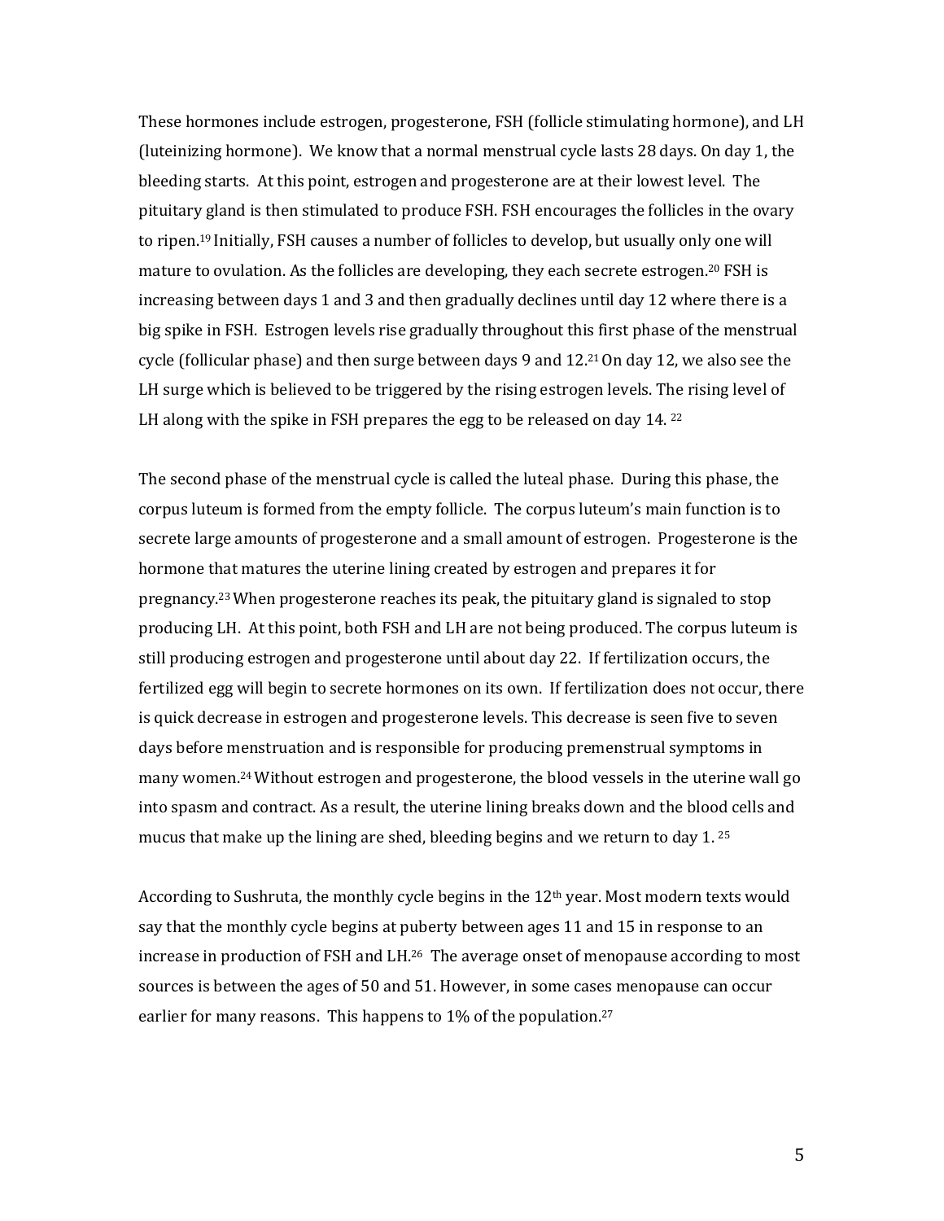These hormones include estrogen, progesterone, FSH (follicle stimulating hormone), and LH (luteinizing hormone). We know that a normal menstrual cycle lasts 28 days. On day 1, the bleeding starts. At this point, estrogen and progesterone are at their lowest level. The pituitary gland is then stimulated to produce FSH. FSH encourages the follicles in the ovary to ripen.[19] Initially, FSH causes a number of follicles to develop, but usually only one will mature to ovulation. As the follicles are developing, they each secrete estrogen.[20] FSH is increasing between days 1 and 3 and then gradually declines until day 12 where there is a big spike in FSH. Estrogen levels rise gradually throughout this first phase of the menstrual cycle (follicular phase) and then surge between days 9 and 12.[21] On day 12, we also see the LH surge which is believed to be triggered by the rising estrogen levels. The rising level of LH along with the spike in FSH prepares the egg to be released on day 14. [22]

The second phase of the menstrual cycle is called the luteal phase. During this phase, the corpus luteum is formed from the empty follicle. The corpus luteum's main function is to secrete large amounts of progesterone and a small amount of estrogen. Progesterone is the hormone that matures the uterine lining created by estrogen and prepares it for pregnancy.[23] When progesterone reaches its peak, the pituitary gland is signaled to stop producing LH. At this point, both FSH and LH are not being produced. The corpus luteum is still producing estrogen and progesterone until about day 22. If fertilization occurs, the fertilized egg will begin to secrete hormones on its own. If fertilization does not occur, there is quick decrease in estrogen and progesterone levels. This decrease is seen five to seven days before menstruation and is responsible for producing premenstrual symptoms in many women.[24] Without estrogen and progesterone, the blood vessels in the uterine wall go into spasm and contract. As a result, the uterine lining breaks down and the blood cells and mucus that make up the lining are shed, bleeding begins and we return to day 1. [25]

According to Sushruta, the monthly cycle begins in the 12th year. Most modern texts would say that the monthly cycle begins at puberty between ages 11 and 15 in response to an increase in production of FSH and LH.[26] The average onset of menopause according to most sources is between the ages of 50 and 51. However, in some cases menopause can occur earlier for many reasons. This happens to 1% of the population.[27]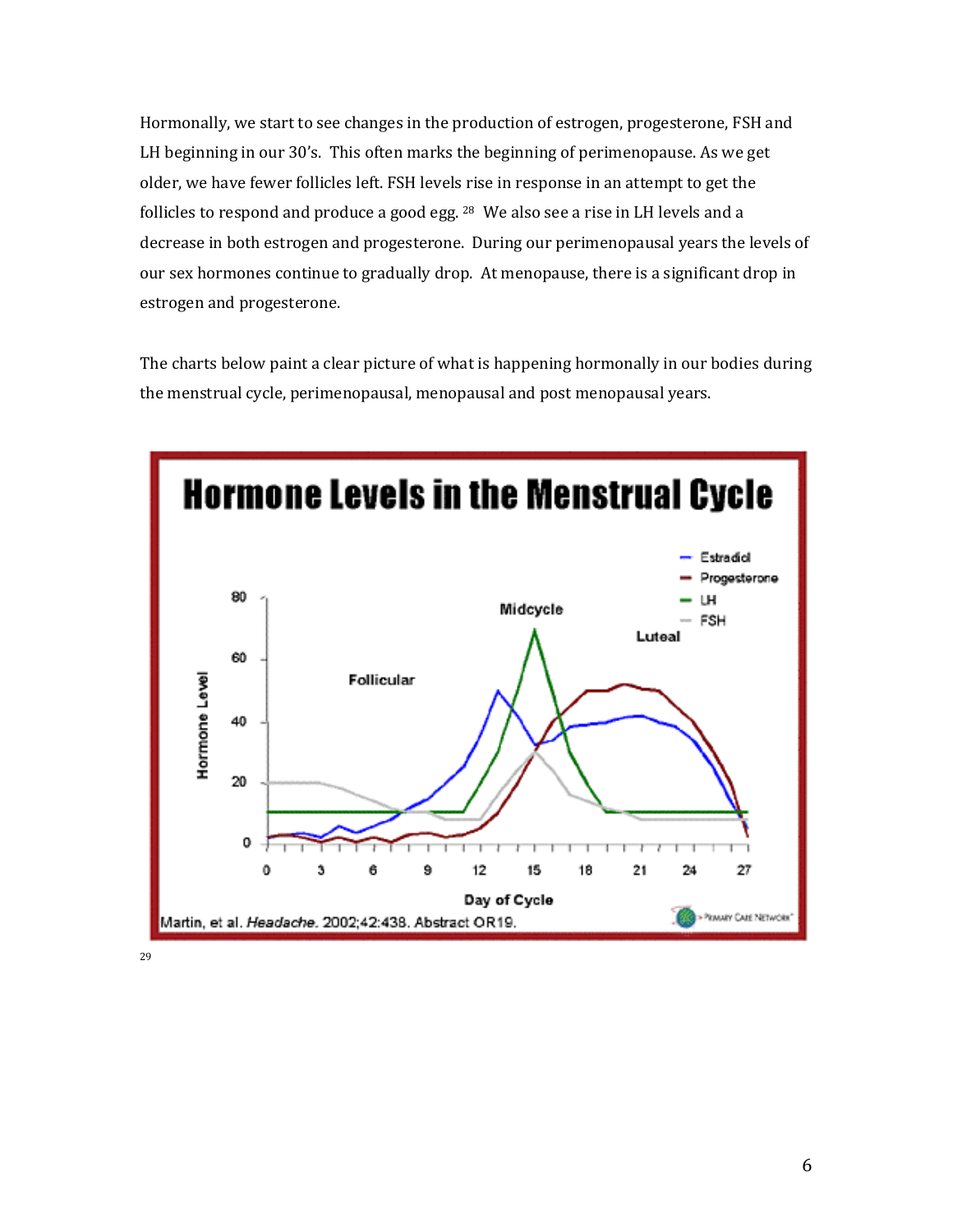Hormonally, we start to see changes in the production of estrogen, progesterone, FSH and LH beginning in our 30's. This often marks the beginning of perimenopause. As we get older, we have fewer follicles left. FSH levels rise in response in an attempt to get the follicles to respond and produce a good egg.[28] We also see a rise in LH levels and a decrease in both estrogen and progesterone. During our perimenopausal years the levels of our sex hormones continue to gradually drop. At menopause, there is a significant drop in estrogen and progesterone.

The charts below paint a clear picture of what is happening hormonally in our bodies during the menstrual cycle, perimenopausal, menopausal and post menopausal years.

**Hormone Levels in the Menstrual Cycle**

Martin, et al. *Headache*. 2002;42:438. Abstract OR19.

[29]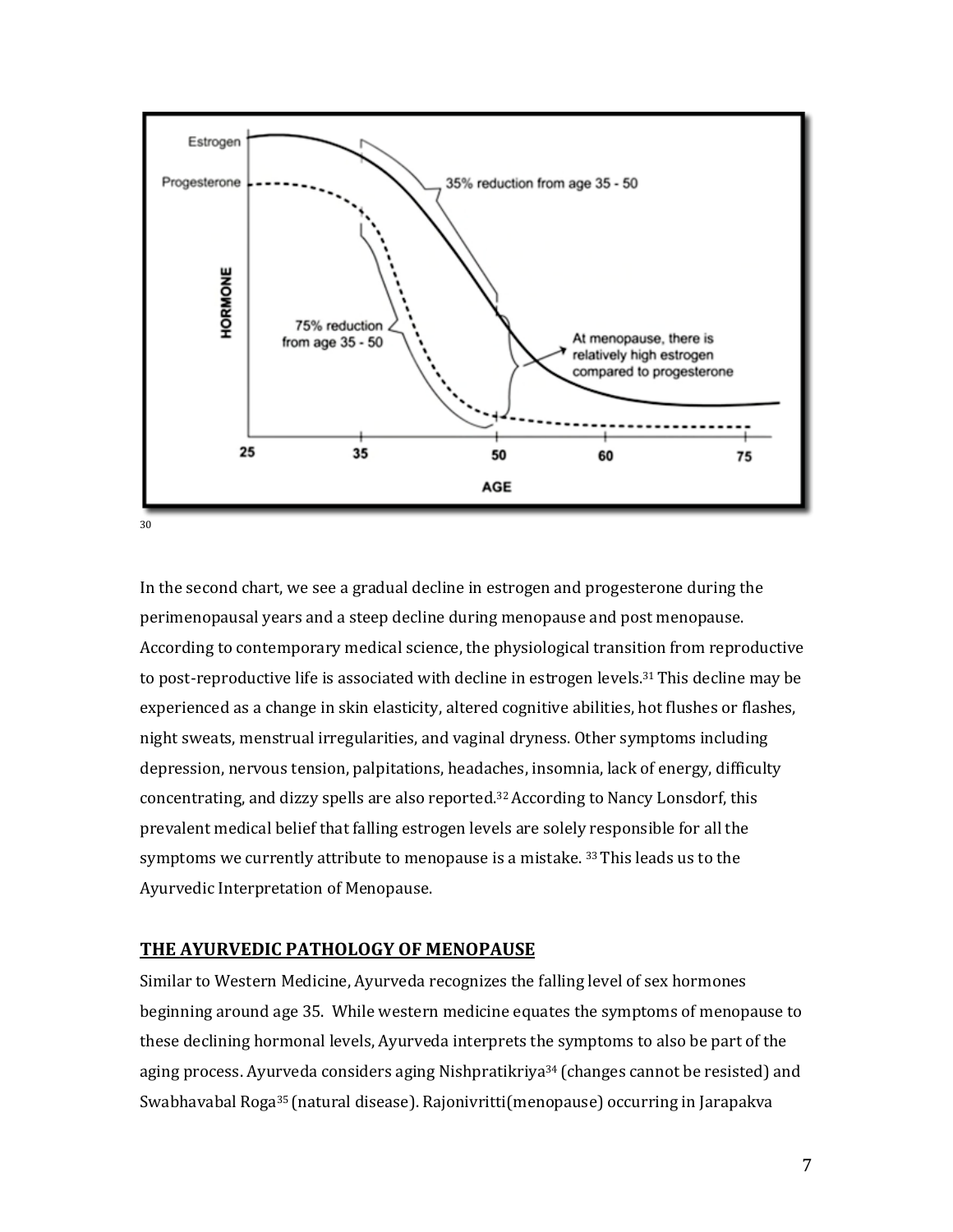[30]

In the second chart, we see a gradual decline in estrogen and progesterone during the perimenopausal years and a steep decline during menopause and post menopause. According to contemporary medical science, the physiological transition from reproductive to post-reproductive life is associated with decline in estrogen levels.[31] This decline may be experienced as a change in skin elasticity, altered cognitive abilities, hot flushes or flashes, night sweats, menstrual irregularities, and vaginal dryness. Other symptoms including depression, nervous tension, palpitations, headaches, insomnia, lack of energy, difficulty concentrating, and dizzy spells are also reported.[32] According to Nancy Lonsdorf, this prevalent medical belief that falling estrogen levels are solely responsible for all the symptoms we currently attribute to menopause is a mistake. [33] This leads us to the Ayurvedic Interpretation of Menopause.

## THE AYURVEDIC PATHOLOGY OF MENOPAUSE

Similar to Western Medicine, Ayurveda recognizes the falling level of sex hormones beginning around age 35. While western medicine equates the symptoms of menopause to these declining hormonal levels, Ayurveda interprets the symptoms to also be part of the aging process. Ayurveda considers aging Nishpratikriya[34] (changes cannot be resisted) and Swabhavabal Roga[35] (natural disease). Rajonivritti(menopause) occurring in Jarapakva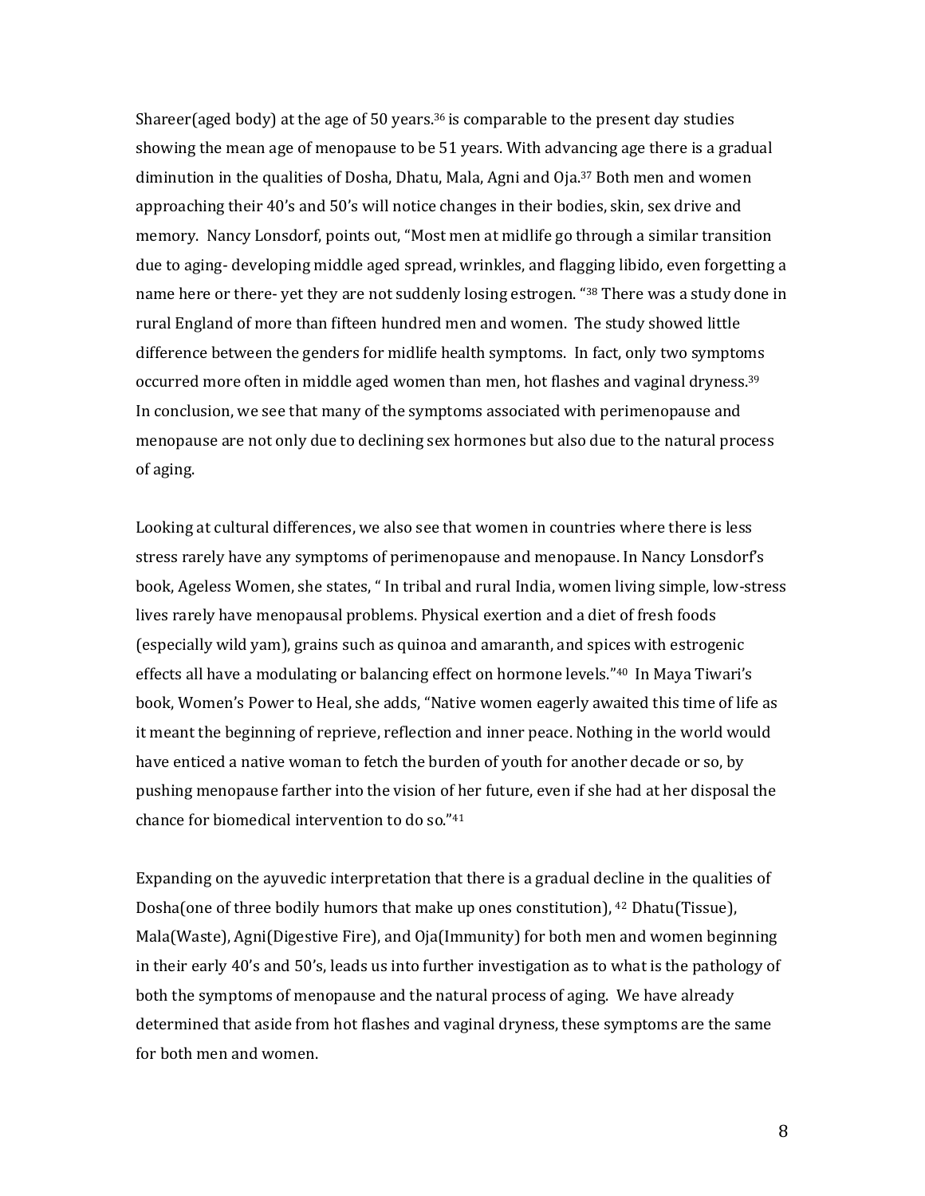Shareer(aged body) at the age of 50 years.[36] is comparable to the present day studies showing the mean age of menopause to be 51 years. With advancing age there is a gradual diminution in the qualities of Dosha, Dhatu, Mala, Agni and Oja.[37] Both men and women approaching their 40's and 50's will notice changes in their bodies, skin, sex drive and memory. Nancy Lonsdorf, points out, "Most men at midlife go through a similar transition due to aging- developing middle aged spread, wrinkles, and flagging libido, even forgetting a name here or there- yet they are not suddenly losing estrogen. "[38] There was a study done in rural England of more than fifteen hundred men and women. The study showed little difference between the genders for midlife health symptoms. In fact, only two symptoms occurred more often in middle aged women than men, hot flashes and vaginal dryness.[39] In conclusion, we see that many of the symptoms associated with perimenopause and menopause are not only due to declining sex hormones but also due to the natural process of aging.

Looking at cultural differences, we also see that women in countries where there is less stress rarely have any symptoms of perimenopause and menopause. In Nancy Lonsdorf's book, Ageless Women, she states, " In tribal and rural India, women living simple, low-stress lives rarely have menopausal problems. Physical exertion and a diet of fresh foods (especially wild yam), grains such as quinoa and amaranth, and spices with estrogenic effects all have a modulating or balancing effect on hormone levels."[40] In Maya Tiwari's book, Women's Power to Heal, she adds, "Native women eagerly awaited this time of life as it meant the beginning of reprieve, reflection and inner peace. Nothing in the world would have enticed a native woman to fetch the burden of youth for another decade or so, by pushing menopause farther into the vision of her future, even if she had at her disposal the chance for biomedical intervention to do so."[41]

Expanding on the ayuvedic interpretation that there is a gradual decline in the qualities of Dosha(one of three bodily humors that make up ones constitution), [42] Dhatu(Tissue), Mala(Waste), Agni(Digestive Fire), and Oja(Immunity) for both men and women beginning in their early 40's and 50's, leads us into further investigation as to what is the pathology of both the symptoms of menopause and the natural process of aging. We have already determined that aside from hot flashes and vaginal dryness, these symptoms are the same for both men and women.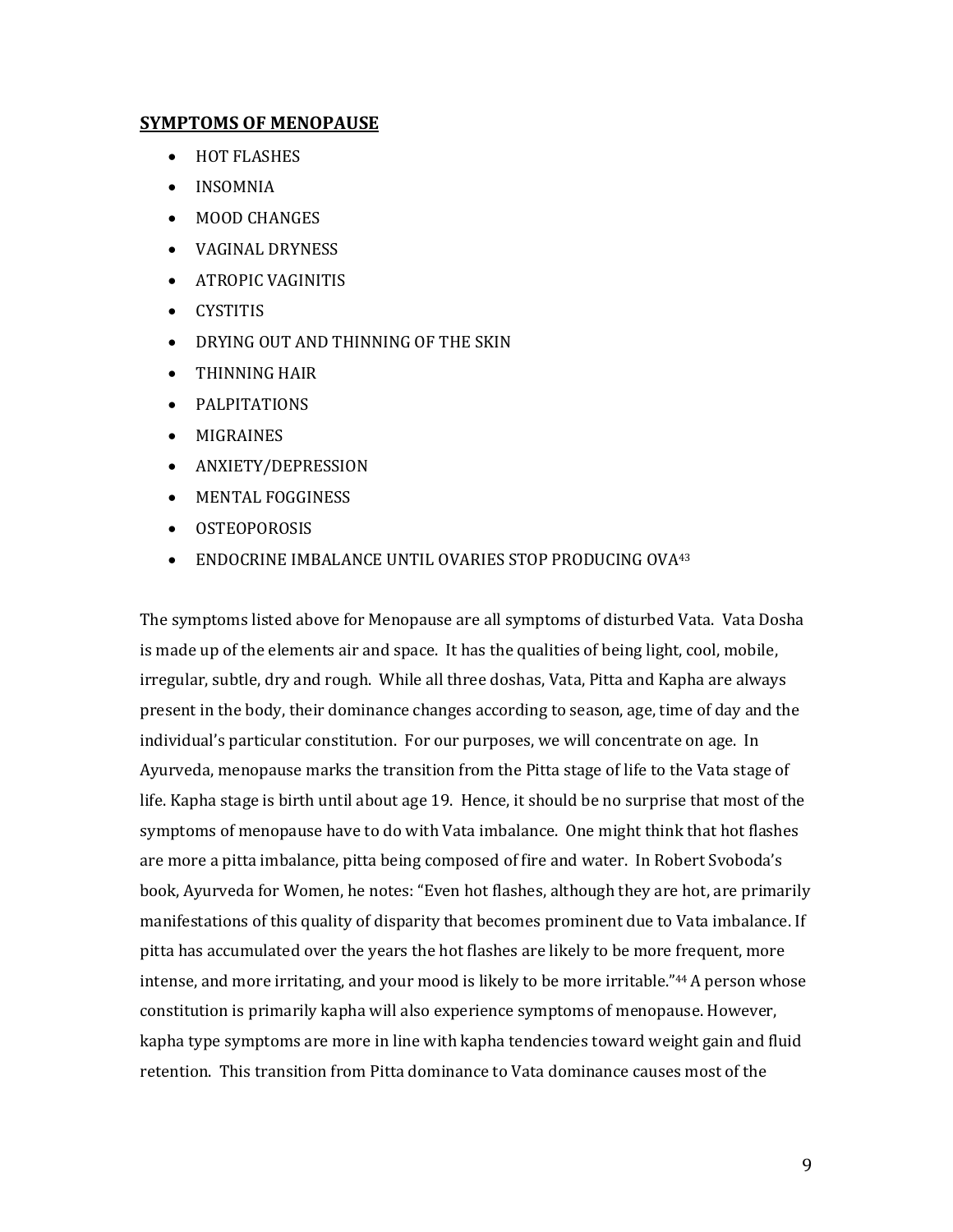## SYMPTOMS OF MENOPAUSE

- HOT FLASHES
- INSOMNIA
- MOOD CHANGES
- VAGINAL DRYNESS
- ATROPIC VAGINITIS
- CYSTITIS
- DRYING OUT AND THINNING OF THE SKIN
- THINNING HAIR
- PALPITATIONS
- MIGRAINES
- ANXIETY/DEPRESSION
- MENTAL FOGGINESS
- OSTEOPOROSIS
- ENDOCRINE IMBALANCE UNTIL OVARIES STOP PRODUCING OVA[43]

The symptoms listed above for Menopause are all symptoms of disturbed Vata. Vata Dosha is made up of the elements air and space. It has the qualities of being light, cool, mobile, irregular, subtle, dry and rough. While all three doshas, Vata, Pitta and Kapha are always present in the body, their dominance changes according to season, age, time of day and the individual's particular constitution. For our purposes, we will concentrate on age. In Ayurveda, menopause marks the transition from the Pitta stage of life to the Vata stage of life. Kapha stage is birth until about age 19. Hence, it should be no surprise that most of the symptoms of menopause have to do with Vata imbalance. One might think that hot flashes are more a pitta imbalance, pitta being composed of fire and water. In Robert Svoboda's book, Ayurveda for Women, he notes: "Even hot flashes, although they are hot, are primarily manifestations of this quality of disparity that becomes prominent due to Vata imbalance. If pitta has accumulated over the years the hot flashes are likely to be more frequent, more intense, and more irritating, and your mood is likely to be more irritable."[44] A person whose constitution is primarily kapha will also experience symptoms of menopause. However, kapha type symptoms are more in line with kapha tendencies toward weight gain and fluid retention. This transition from Pitta dominance to Vata dominance causes most of the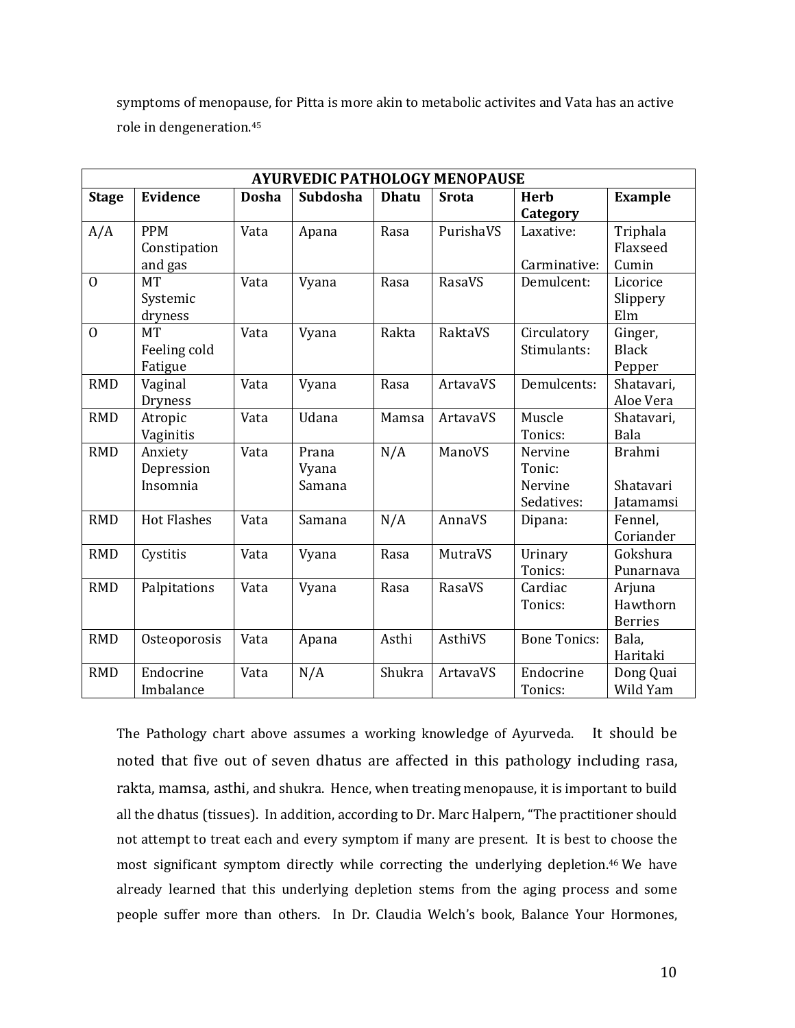symptoms of menopause, for Pitta is more akin to metabolic activites and Vata has an active role in dengeneration.[45]

| AYURVEDIC PATHOLOGY MENOPAUSE | | | | | | | |
|---|---|---|---|---|---|---|---|
| **Stage** | **Evidence** | **Dosha** | **Subdosha** | **Dhatu** | **Srota** | **Herb Category** | **Example** |
| A/A | PPM Constipation and gas | Vata | Apana | Rasa | PurishaVS | Laxative: Carminative: | Triphala Flaxseed Cumin |
| O | MT Systemic dryness | Vata | Vyana | Rasa | RasaVS | Demulcent: | Licorice Slippery Elm |
| O | MT Feeling cold Fatigue | Vata | Vyana | Rakta | RaktaVS | Circulatory Stimulants: | Ginger, Black Pepper |
| RMD | Vaginal Dryness | Vata | Vyana | Rasa | ArtavaVS | Demulcents: | Shatavari, Aloe Vera |
| RMD | Atropic Vaginitis | Vata | Udana | Mamsa | ArtavaVS | Muscle Tonics: | Shatavari, Bala |
| RMD | Anxiety Depression Insomnia | Vata | Prana Vyana Samana | N/A | ManoVS | Nervine Tonic: Nervine Sedatives: | Brahmi Shatavari Jatamamsi |
| RMD | Hot Flashes | Vata | Samana | N/A | AnnaVS | Dipana: | Fennel, Coriander |
| RMD | Cystitis | Vata | Vyana | Rasa | MutraVS | Urinary Tonics: | Gokshura Punarnava |
| RMD | Palpitations | Vata | Vyana | Rasa | RasaVS | Cardiac Tonics: | Arjuna Hawthorn Berries |
| RMD | Osteoporosis | Vata | Apana | Asthi | AsthiVS | Bone Tonics: | Bala, Haritaki |
| RMD | Endocrine Imbalance | Vata | N/A | Shukra | ArtavaVS | Endocrine Tonics: | Dong Quai Wild Yam |

The Pathology chart above assumes a working knowledge of Ayurveda. It should be noted that five out of seven dhatus are affected in this pathology including rasa, rakta, mamsa, asthi, and shukra. Hence, when treating menopause, it is important to build all the dhatus (tissues). In addition, according to Dr. Marc Halpern, "The practitioner should not attempt to treat each and every symptom if many are present. It is best to choose the most significant symptom directly while correcting the underlying depletion.[46] We have already learned that this underlying depletion stems from the aging process and some people suffer more than others. In Dr. Claudia Welch's book, Balance Your Hormones,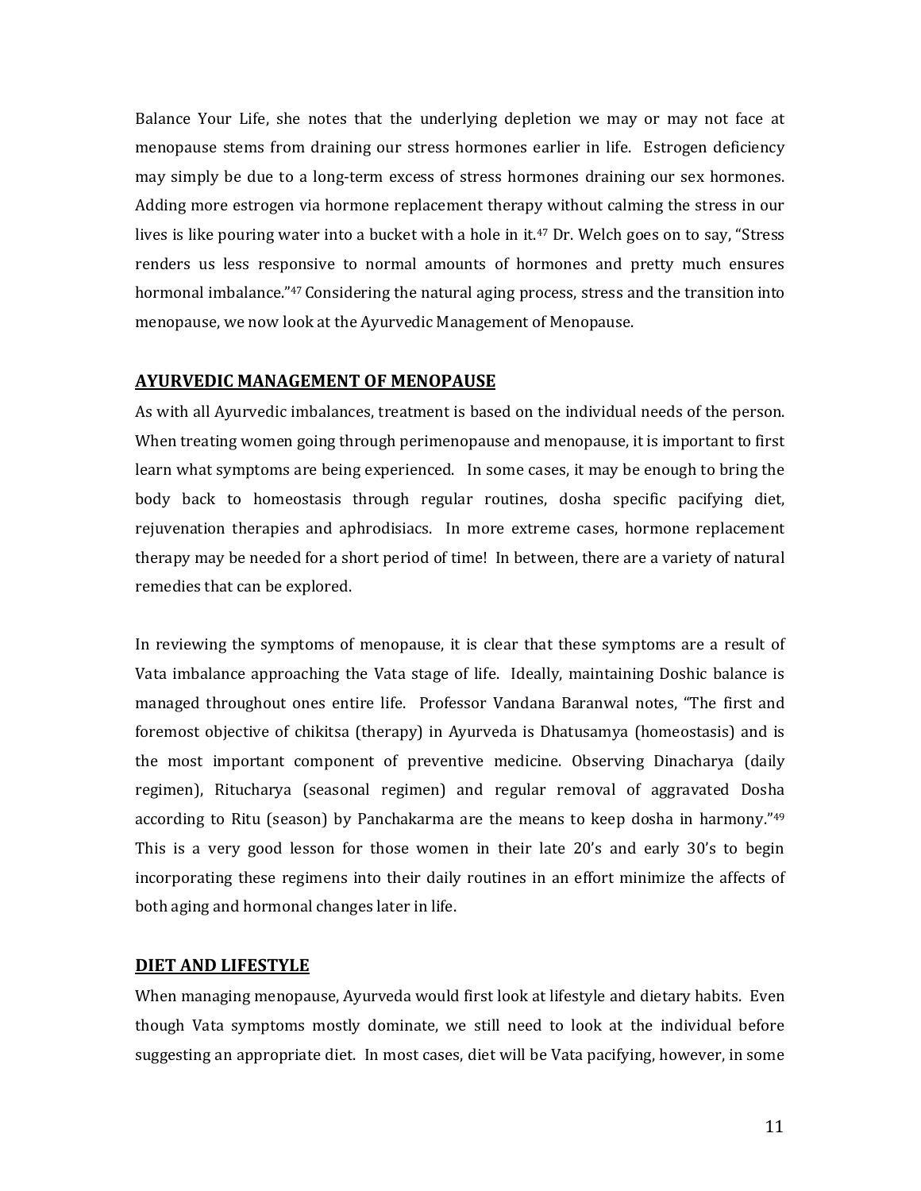Balance Your Life, she notes that the underlying depletion we may or may not face at menopause stems from draining our stress hormones earlier in life. Estrogen deficiency may simply be due to a long-term excess of stress hormones draining our sex hormones. Adding more estrogen via hormone replacement therapy without calming the stress in our lives is like pouring water into a bucket with a hole in it.[47] Dr. Welch goes on to say, "Stress renders us less responsive to normal amounts of hormones and pretty much ensures hormonal imbalance."[47] Considering the natural aging process, stress and the transition into menopause, we now look at the Ayurvedic Management of Menopause.

## AYURVEDIC MANAGEMENT OF MENOPAUSE

As with all Ayurvedic imbalances, treatment is based on the individual needs of the person. When treating women going through perimenopause and menopause, it is important to first learn what symptoms are being experienced. In some cases, it may be enough to bring the body back to homeostasis through regular routines, dosha specific pacifying diet, rejuvenation therapies and aphrodisiacs. In more extreme cases, hormone replacement therapy may be needed for a short period of time! In between, there are a variety of natural remedies that can be explored.

In reviewing the symptoms of menopause, it is clear that these symptoms are a result of Vata imbalance approaching the Vata stage of life. Ideally, maintaining Doshic balance is managed throughout ones entire life. Professor Vandana Baranwal notes, "The first and foremost objective of chikitsa (therapy) in Ayurveda is Dhatusamya (homeostasis) and is the most important component of preventive medicine. Observing Dinacharya (daily regimen), Ritucharya (seasonal regimen) and regular removal of aggravated Dosha according to Ritu (season) by Panchakarma are the means to keep dosha in harmony."[49] This is a very good lesson for those women in their late 20's and early 30's to begin incorporating these regimens into their daily routines in an effort minimize the affects of both aging and hormonal changes later in life.

## DIET AND LIFESTYLE

When managing menopause, Ayurveda would first look at lifestyle and dietary habits. Even though Vata symptoms mostly dominate, we still need to look at the individual before suggesting an appropriate diet. In most cases, diet will be Vata pacifying, however, in some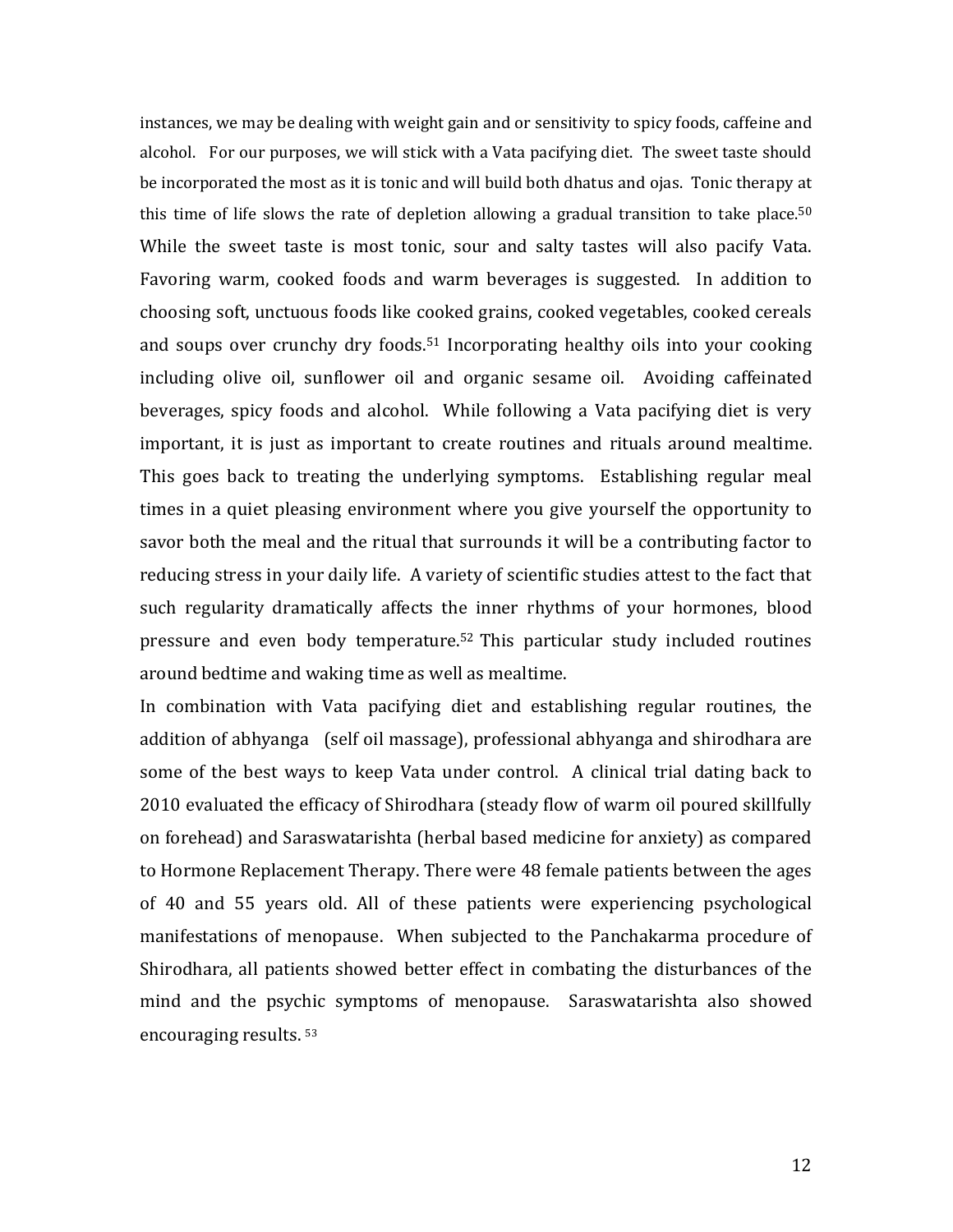instances, we may be dealing with weight gain and or sensitivity to spicy foods, caffeine and alcohol. For our purposes, we will stick with a Vata pacifying diet. The sweet taste should be incorporated the most as it is tonic and will build both dhatus and ojas. Tonic therapy at this time of life slows the rate of depletion allowing a gradual transition to take place.[50] While the sweet taste is most tonic, sour and salty tastes will also pacify Vata. Favoring warm, cooked foods and warm beverages is suggested. In addition to choosing soft, unctuous foods like cooked grains, cooked vegetables, cooked cereals and soups over crunchy dry foods.[51] Incorporating healthy oils into your cooking including olive oil, sunflower oil and organic sesame oil. Avoiding caffeinated beverages, spicy foods and alcohol. While following a Vata pacifying diet is very important, it is just as important to create routines and rituals around mealtime. This goes back to treating the underlying symptoms. Establishing regular meal times in a quiet pleasing environment where you give yourself the opportunity to savor both the meal and the ritual that surrounds it will be a contributing factor to reducing stress in your daily life. A variety of scientific studies attest to the fact that such regularity dramatically affects the inner rhythms of your hormones, blood pressure and even body temperature.[52] This particular study included routines around bedtime and waking time as well as mealtime.

In combination with Vata pacifying diet and establishing regular routines, the addition of abhyanga (self oil massage), professional abhyanga and shirodhara are some of the best ways to keep Vata under control. A clinical trial dating back to 2010 evaluated the efficacy of Shirodhara (steady flow of warm oil poured skillfully on forehead) and Saraswatarishta (herbal based medicine for anxiety) as compared to Hormone Replacement Therapy. There were 48 female patients between the ages of 40 and 55 years old. All of these patients were experiencing psychological manifestations of menopause. When subjected to the Panchakarma procedure of Shirodhara, all patients showed better effect in combating the disturbances of the mind and the psychic symptoms of menopause. Saraswatarishta also showed encouraging results. [53]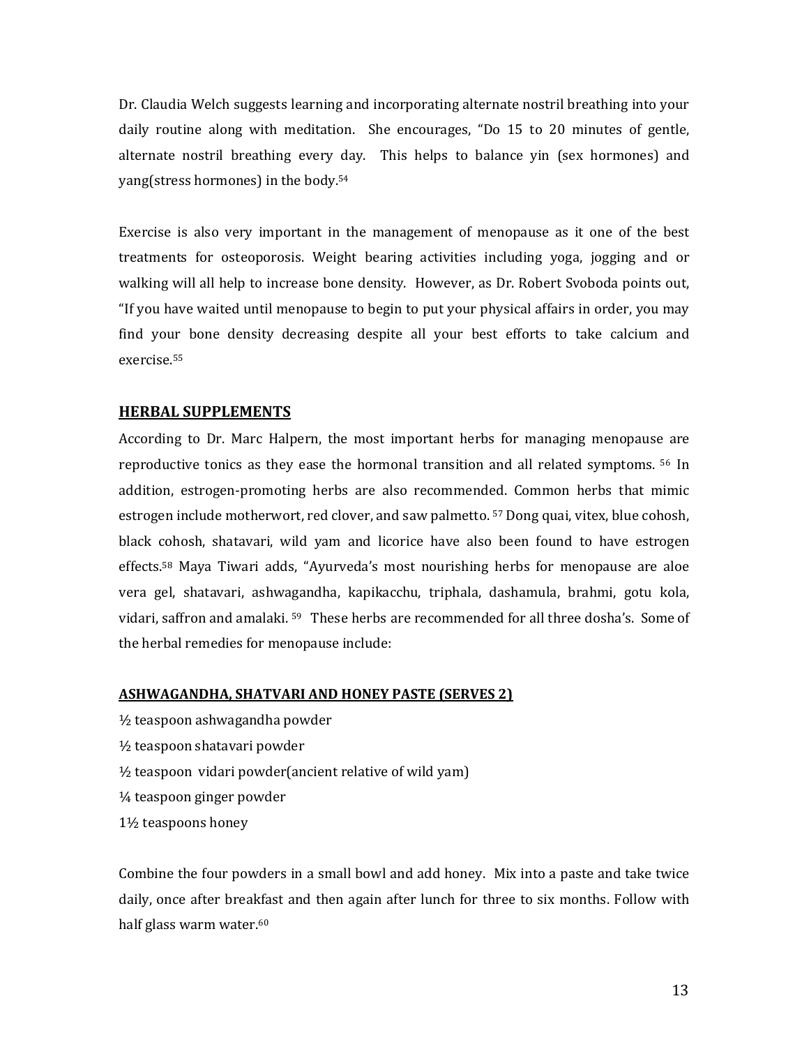Dr. Claudia Welch suggests learning and incorporating alternate nostril breathing into your daily routine along with meditation. She encourages, "Do 15 to 20 minutes of gentle, alternate nostril breathing every day. This helps to balance yin (sex hormones) and yang(stress hormones) in the body.[54]

Exercise is also very important in the management of menopause as it one of the best treatments for osteoporosis. Weight bearing activities including yoga, jogging and or walking will all help to increase bone density. However, as Dr. Robert Svoboda points out, "If you have waited until menopause to begin to put your physical affairs in order, you may find your bone density decreasing despite all your best efforts to take calcium and exercise.[55]

## HERBAL SUPPLEMENTS

According to Dr. Marc Halpern, the most important herbs for managing menopause are reproductive tonics as they ease the hormonal transition and all related symptoms. [56] In addition, estrogen-promoting herbs are also recommended. Common herbs that mimic estrogen include motherwort, red clover, and saw palmetto. [57] Dong quai, vitex, blue cohosh, black cohosh, shatavari, wild yam and licorice have also been found to have estrogen effects.[58] Maya Tiwari adds, "Ayurveda's most nourishing herbs for menopause are aloe vera gel, shatavari, ashwagandha, kapikacchu, triphala, dashamula, brahmi, gotu kola, vidari, saffron and amalaki. [59] These herbs are recommended for all three dosha's. Some of the herbal remedies for menopause include:

### ASHWAGANDHA, SHATVARI AND HONEY PASTE (SERVES 2)

½ teaspoon ashwagandha powder  
½ teaspoon shatavari powder  
½ teaspoon vidari powder(ancient relative of wild yam)  
¼ teaspoon ginger powder  
1½ teaspoons honey

Combine the four powders in a small bowl and add honey. Mix into a paste and take twice daily, once after breakfast and then again after lunch for three to six months. Follow with half glass warm water.[60]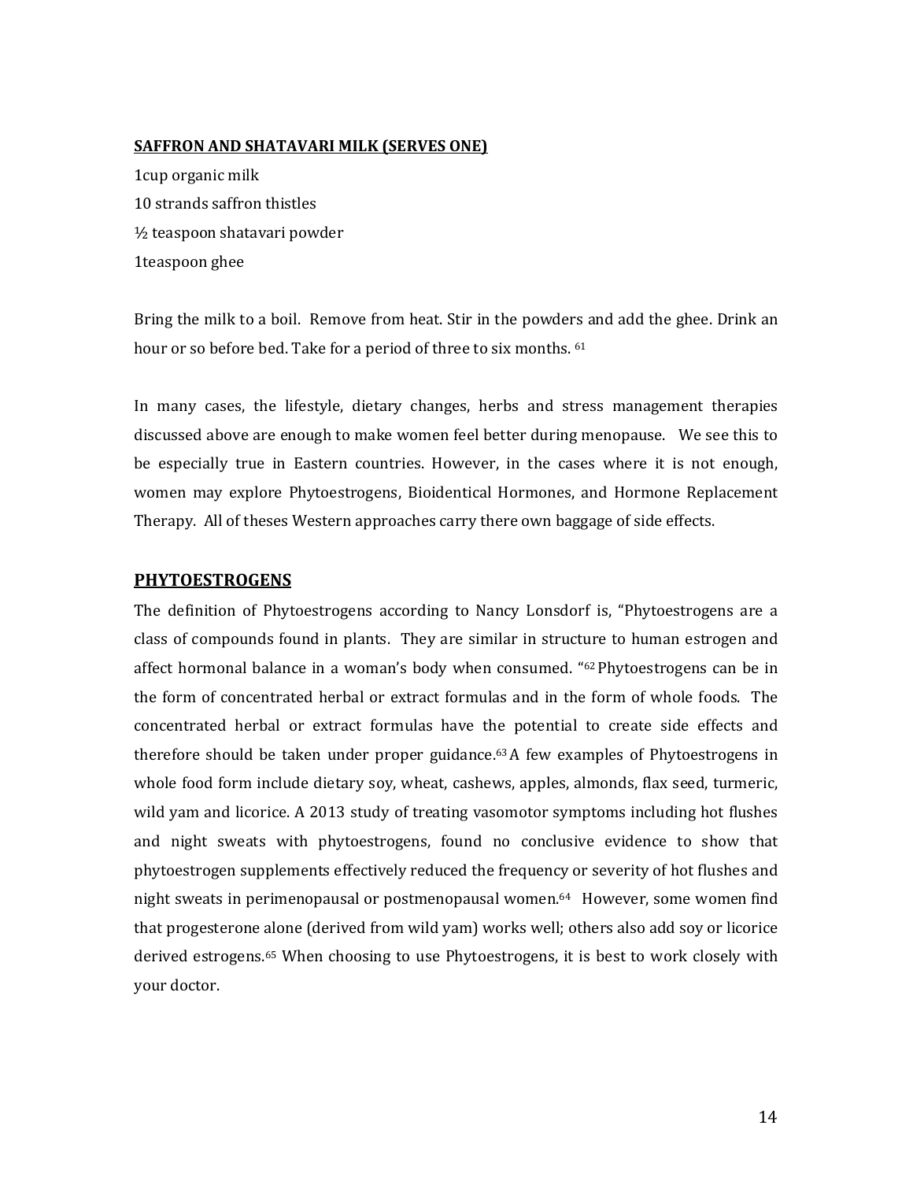**SAFFRON AND SHATAVARI MILK (SERVES ONE)**

1cup organic milk
10 strands saffron thistles
½ teaspoon shatavari powder
1teaspoon ghee

Bring the milk to a boil. Remove from heat. Stir in the powders and add the ghee. Drink an hour or so before bed. Take for a period of three to six months. [61]

In many cases, the lifestyle, dietary changes, herbs and stress management therapies discussed above are enough to make women feel better during menopause. We see this to be especially true in Eastern countries. However, in the cases where it is not enough, women may explore Phytoestrogens, Bioidentical Hormones, and Hormone Replacement Therapy. All of theses Western approaches carry there own baggage of side effects.

## PHYTOESTROGENS

The definition of Phytoestrogens according to Nancy Lonsdorf is, "Phytoestrogens are a class of compounds found in plants. They are similar in structure to human estrogen and affect hormonal balance in a woman's body when consumed. "[62] Phytoestrogens can be in the form of concentrated herbal or extract formulas and in the form of whole foods. The concentrated herbal or extract formulas have the potential to create side effects and therefore should be taken under proper guidance.[63] A few examples of Phytoestrogens in whole food form include dietary soy, wheat, cashews, apples, almonds, flax seed, turmeric, wild yam and licorice. A 2013 study of treating vasomotor symptoms including hot flushes and night sweats with phytoestrogens, found no conclusive evidence to show that phytoestrogen supplements effectively reduced the frequency or severity of hot flushes and night sweats in perimenopausal or postmenopausal women.[64] However, some women find that progesterone alone (derived from wild yam) works well; others also add soy or licorice derived estrogens.[65] When choosing to use Phytoestrogens, it is best to work closely with your doctor.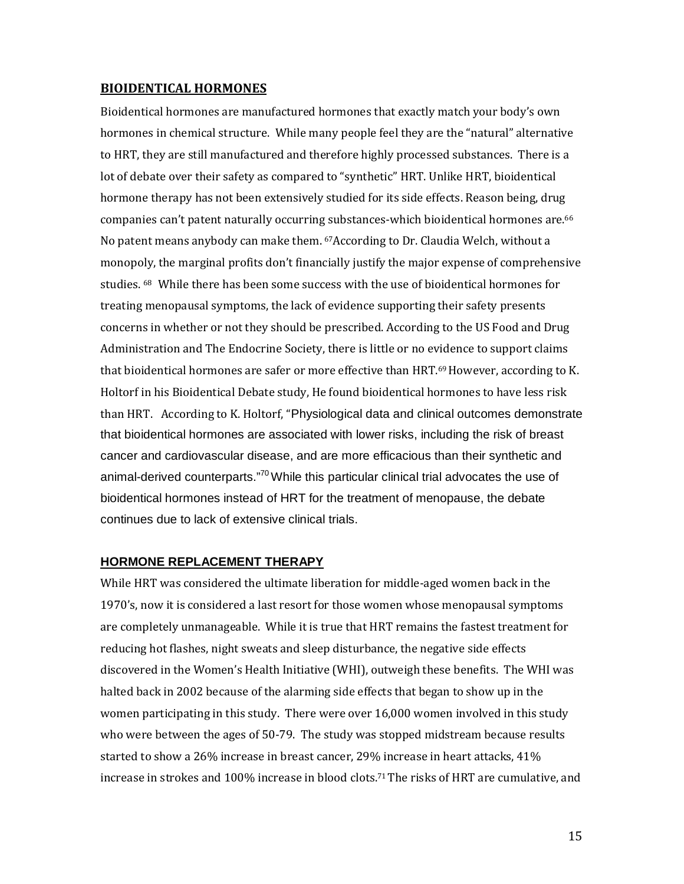## BIOIDENTICAL HORMONES

Bioidentical hormones are manufactured hormones that exactly match your body's own hormones in chemical structure. While many people feel they are the "natural" alternative to HRT, they are still manufactured and therefore highly processed substances. There is a lot of debate over their safety as compared to "synthetic" HRT. Unlike HRT, bioidentical hormone therapy has not been extensively studied for its side effects. Reason being, drug companies can't patent naturally occurring substances-which bioidentical hormones are.[66] No patent means anybody can make them. [67]According to Dr. Claudia Welch, without a monopoly, the marginal profits don't financially justify the major expense of comprehensive studies. [68] While there has been some success with the use of bioidentical hormones for treating menopausal symptoms, the lack of evidence supporting their safety presents concerns in whether or not they should be prescribed. According to the US Food and Drug Administration and The Endocrine Society, there is little or no evidence to support claims that bioidentical hormones are safer or more effective than HRT.[69] However, according to K. Holtorf in his Bioidentical Debate study, He found bioidentical hormones to have less risk than HRT. According to K. Holtorf, "Physiological data and clinical outcomes demonstrate that bioidentical hormones are associated with lower risks, including the risk of breast cancer and cardiovascular disease, and are more efficacious than their synthetic and animal-derived counterparts."[70] While this particular clinical trial advocates the use of bioidentical hormones instead of HRT for the treatment of menopause, the debate continues due to lack of extensive clinical trials.

## HORMONE REPLACEMENT THERAPY

While HRT was considered the ultimate liberation for middle-aged women back in the 1970's, now it is considered a last resort for those women whose menopausal symptoms are completely unmanageable. While it is true that HRT remains the fastest treatment for reducing hot flashes, night sweats and sleep disturbance, the negative side effects discovered in the Women's Health Initiative (WHI), outweigh these benefits. The WHI was halted back in 2002 because of the alarming side effects that began to show up in the women participating in this study. There were over 16,000 women involved in this study who were between the ages of 50-79. The study was stopped midstream because results started to show a 26% increase in breast cancer, 29% increase in heart attacks, 41% increase in strokes and 100% increase in blood clots.[71] The risks of HRT are cumulative, and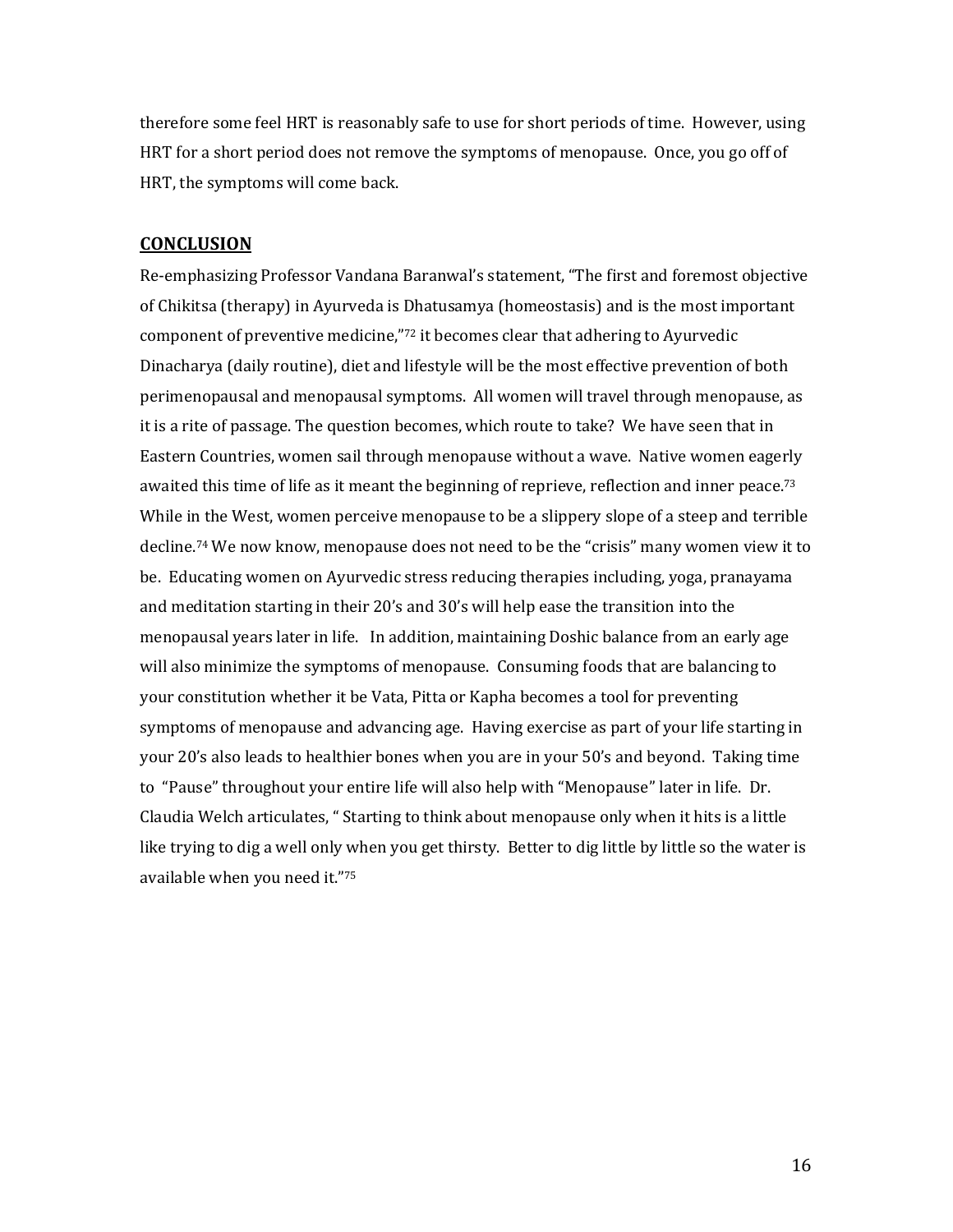therefore some feel HRT is reasonably safe to use for short periods of time. However, using HRT for a short period does not remove the symptoms of menopause. Once, you go off of HRT, the symptoms will come back.

## CONCLUSION

Re-emphasizing Professor Vandana Baranwal's statement, "The first and foremost objective of Chikitsa (therapy) in Ayurveda is Dhatusamya (homeostasis) and is the most important component of preventive medicine,"[72] it becomes clear that adhering to Ayurvedic Dinacharya (daily routine), diet and lifestyle will be the most effective prevention of both perimenopausal and menopausal symptoms. All women will travel through menopause, as it is a rite of passage. The question becomes, which route to take? We have seen that in Eastern Countries, women sail through menopause without a wave. Native women eagerly awaited this time of life as it meant the beginning of reprieve, reflection and inner peace.[73] While in the West, women perceive menopause to be a slippery slope of a steep and terrible decline.[74] We now know, menopause does not need to be the "crisis" many women view it to be. Educating women on Ayurvedic stress reducing therapies including, yoga, pranayama and meditation starting in their 20's and 30's will help ease the transition into the menopausal years later in life. In addition, maintaining Doshic balance from an early age will also minimize the symptoms of menopause. Consuming foods that are balancing to your constitution whether it be Vata, Pitta or Kapha becomes a tool for preventing symptoms of menopause and advancing age. Having exercise as part of your life starting in your 20's also leads to healthier bones when you are in your 50's and beyond. Taking time to "Pause" throughout your entire life will also help with "Menopause" later in life. Dr. Claudia Welch articulates, " Starting to think about menopause only when it hits is a little like trying to dig a well only when you get thirsty. Better to dig little by little so the water is available when you need it."[75]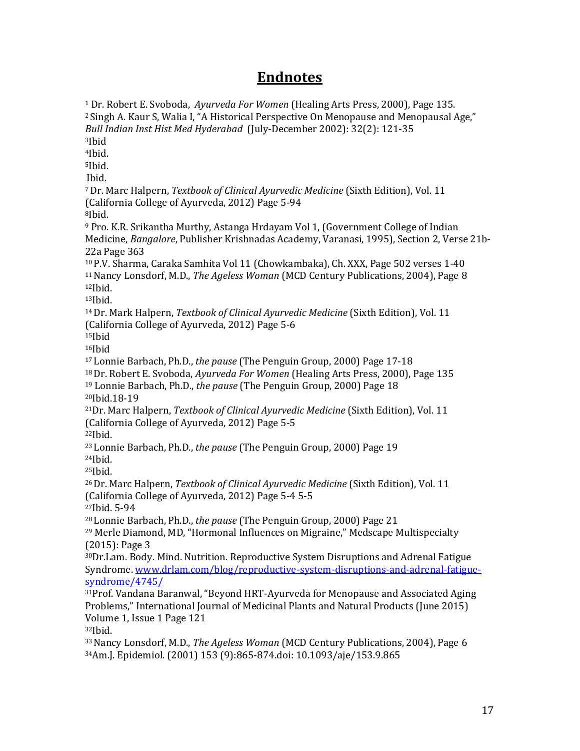# Endnotes

[1] Dr. Robert E. Svoboda, *Ayurveda For Women* (Healing Arts Press, 2000), Page 135.
[2] Singh A. Kaur S, Walia I, "A Historical Perspective On Menopause and Menopausal Age," *Bull Indian Inst Hist Med Hyderabad* (July-December 2002): 32(2): 121-35
[3]Ibid
[4]Ibid.
[5]Ibid.
Ibid.
[7] Dr. Marc Halpern, *Textbook of Clinical Ayurvedic Medicine* (Sixth Edition), Vol. 11 (California College of Ayurveda, 2012) Page 5-94
[8]Ibid.
[9] Pro. K.R. Srikantha Murthy, Astanga Hrdayam Vol 1, (Government College of Indian Medicine, *Bangalore*, Publisher Krishnadas Academy, Varanasi, 1995), Section 2, Verse 21b-22a Page 363
[10] P.V. Sharma, Caraka Samhita Vol 11 (Chowkambaka), Ch. XXX, Page 502 verses 1-40
[11] Nancy Lonsdorf, M.D., *The Ageless Woman* (MCD Century Publications, 2004), Page 8
[12]Ibid.
[13]Ibid.
[14] Dr. Mark Halpern, *Textbook of Clinical Ayurvedic Medicine* (Sixth Edition), Vol. 11 (California College of Ayurveda, 2012) Page 5-6
[15]Ibid
[16]Ibid
[17] Lonnie Barbach, Ph.D., *the pause* (The Penguin Group, 2000) Page 17-18
[18] Dr. Robert E. Svoboda, *Ayurveda For Women* (Healing Arts Press, 2000), Page 135
[19] Lonnie Barbach, Ph.D., *the pause* (The Penguin Group, 2000) Page 18
[20]Ibid.18-19
[21]Dr. Marc Halpern, *Textbook of Clinical Ayurvedic Medicine* (Sixth Edition), Vol. 11 (California College of Ayurveda, 2012) Page 5-5
[22]Ibid.
[23] Lonnie Barbach, Ph.D., *the pause* (The Penguin Group, 2000) Page 19
[24]Ibid.
[25]Ibid.
[26] Dr. Marc Halpern, *Textbook of Clinical Ayurvedic Medicine* (Sixth Edition), Vol. 11 (California College of Ayurveda, 2012) Page 5-4 5-5
[27]Ibid. 5-94
[28] Lonnie Barbach, Ph.D., *the pause* (The Penguin Group, 2000) Page 21
[29] Merle Diamond, MD, "Hormonal Influences on Migraine," Medscape Multispecialty (2015): Page 3
[30]Dr.Lam. Body. Mind. Nutrition. Reproductive System Disruptions and Adrenal Fatigue Syndrome. [www.drlam.com/blog/reproductive-system-disruptions-and-adrenal-fatigue-syndrome/4745/](www.drlam.com/blog/reproductive-system-disruptions-and-adrenal-fatigue-syndrome/4745/)
[31]Prof. Vandana Baranwal, "Beyond HRT-Ayurveda for Menopause and Associated Aging Problems," International Journal of Medicinal Plants and Natural Products (June 2015) Volume 1, Issue 1 Page 121
[32]Ibid.
[33] Nancy Lonsdorf, M.D., *The Ageless Woman* (MCD Century Publications, 2004), Page 6
[34]Am.J. Epidemiol. (2001) 153 (9):865-874.doi: 10.1093/aje/153.9.865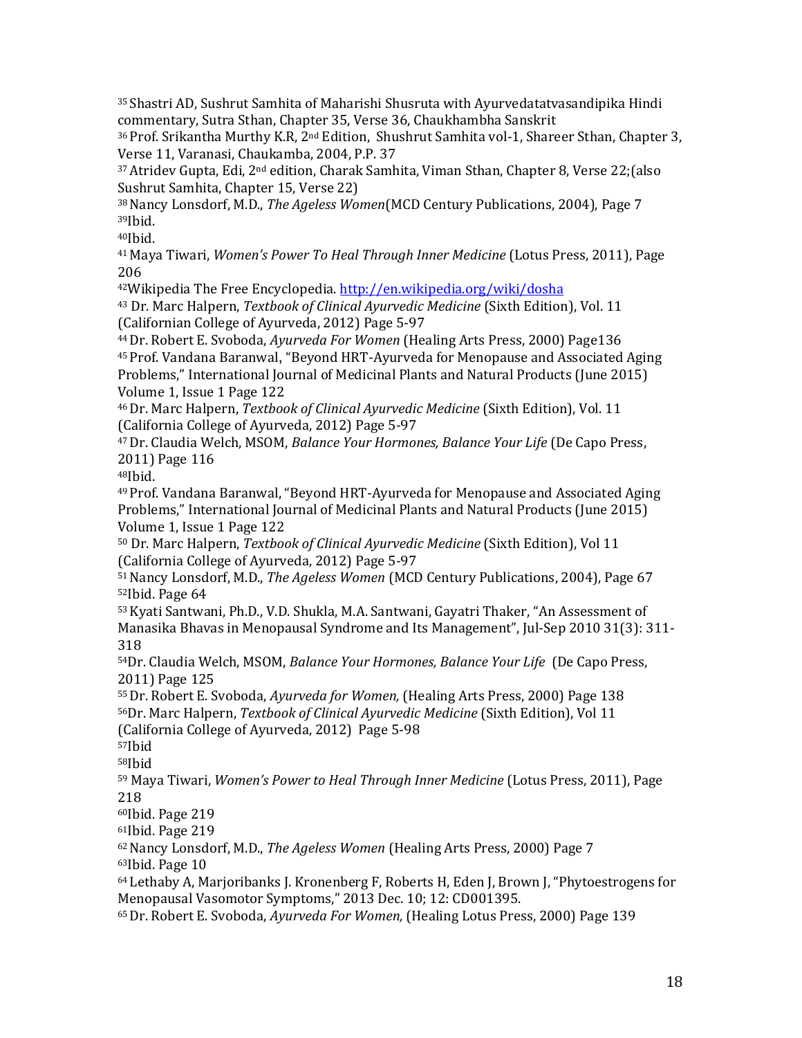[35] Shastri AD, Sushrut Samhita of Maharishi Shusruta with Ayurvedatatvasandipika Hindi commentary, Sutra Sthan, Chapter 35, Verse 36, Chaukhambha Sanskrit

[36] Prof. Srikantha Murthy K.R, 2nd Edition, Shushrut Samhita vol-1, Shareer Sthan, Chapter 3, Verse 11, Varanasi, Chaukamba, 2004, P.P. 37

[37] Atridev Gupta, Edi, 2nd edition, Charak Samhita, Viman Sthan, Chapter 8, Verse 22;(also Sushrut Samhita, Chapter 15, Verse 22)

[38] Nancy Lonsdorf, M.D., *The Ageless Women*(MCD Century Publications, 2004), Page 7

[39] Ibid.

[40] Ibid.

[41] Maya Tiwari, *Women's Power To Heal Through Inner Medicine* (Lotus Press, 2011), Page 206

[42] Wikipedia The Free Encyclopedia. http://en.wikipedia.org/wiki/dosha

[43] Dr. Marc Halpern, *Textbook of Clinical Ayurvedic Medicine* (Sixth Edition), Vol. 11 (Californian College of Ayurveda, 2012) Page 5-97

[44] Dr. Robert E. Svoboda, *Ayurveda For Women* (Healing Arts Press, 2000) Page136

[45] Prof. Vandana Baranwal, "Beyond HRT-Ayurveda for Menopause and Associated Aging Problems," International Journal of Medicinal Plants and Natural Products (June 2015) Volume 1, Issue 1 Page 122

[46] Dr. Marc Halpern, *Textbook of Clinical Ayurvedic Medicine* (Sixth Edition), Vol. 11 (California College of Ayurveda, 2012) Page 5-97

[47] Dr. Claudia Welch, MSOM, *Balance Your Hormones, Balance Your Life* (De Capo Press, 2011) Page 116

[48] Ibid.

[49] Prof. Vandana Baranwal, "Beyond HRT-Ayurveda for Menopause and Associated Aging Problems," International Journal of Medicinal Plants and Natural Products (June 2015) Volume 1, Issue 1 Page 122

[50] Dr. Marc Halpern, *Textbook of Clinical Ayurvedic Medicine* (Sixth Edition), Vol 11 (California College of Ayurveda, 2012) Page 5-97

[51] Nancy Lonsdorf, M.D., *The Ageless Women* (MCD Century Publications, 2004), Page 67

[52] Ibid. Page 64

[53] Kyati Santwani, Ph.D., V.D. Shukla, M.A. Santwani, Gayatri Thaker, "An Assessment of Manasika Bhavas in Menopausal Syndrome and Its Management", Jul-Sep 2010 31(3): 311-318

[54] Dr. Claudia Welch, MSOM, *Balance Your Hormones, Balance Your Life* (De Capo Press, 2011) Page 125

[55] Dr. Robert E. Svoboda, *Ayurveda for Women,* (Healing Arts Press, 2000) Page 138

[56] Dr. Marc Halpern, *Textbook of Clinical Ayurvedic Medicine* (Sixth Edition), Vol 11 (California College of Ayurveda, 2012) Page 5-98

[57] Ibid

[58] Ibid

[59] Maya Tiwari, *Women's Power to Heal Through Inner Medicine* (Lotus Press, 2011), Page 218

[60] Ibid. Page 219

[61] Ibid. Page 219

[62] Nancy Lonsdorf, M.D., *The Ageless Women* (Healing Arts Press, 2000) Page 7

[63] Ibid. Page 10

[64] Lethaby A, Marjoribanks J. Kronenberg F, Roberts H, Eden J, Brown J, "Phytoestrogens for Menopausal Vasomotor Symptoms," 2013 Dec. 10; 12: CD001395.

[65] Dr. Robert E. Svoboda, *Ayurveda For Women,* (Healing Lotus Press, 2000) Page 139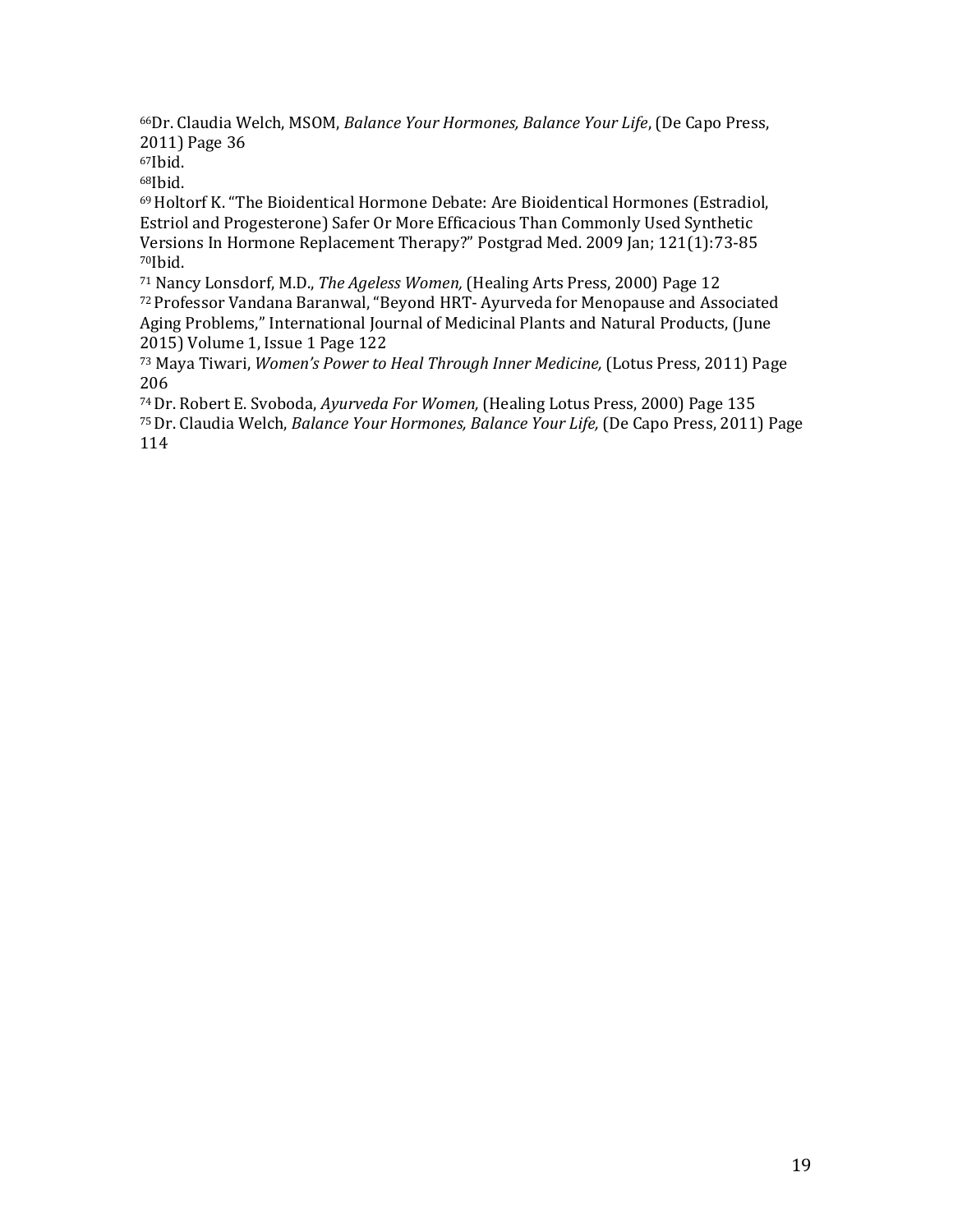[66]Dr. Claudia Welch, MSOM, *Balance Your Hormones, Balance Your Life*, (De Capo Press, 2011) Page 36

[67]Ibid.

[68]Ibid.

[69] Holtorf K. "The Bioidentical Hormone Debate: Are Bioidentical Hormones (Estradiol, Estriol and Progesterone) Safer Or More Efficacious Than Commonly Used Synthetic Versions In Hormone Replacement Therapy?" Postgrad Med. 2009 Jan; 121(1):73-85

[70]Ibid.

[71] Nancy Lonsdorf, M.D., *The Ageless Women,* (Healing Arts Press, 2000) Page 12

[72] Professor Vandana Baranwal, "Beyond HRT- Ayurveda for Menopause and Associated Aging Problems," International Journal of Medicinal Plants and Natural Products, (June 2015) Volume 1, Issue 1 Page 122

[73] Maya Tiwari, *Women's Power to Heal Through Inner Medicine,* (Lotus Press, 2011) Page 206

[74] Dr. Robert E. Svoboda, *Ayurveda For Women,* (Healing Lotus Press, 2000) Page 135

[75] Dr. Claudia Welch, *Balance Your Hormones, Balance Your Life,* (De Capo Press, 2011) Page 114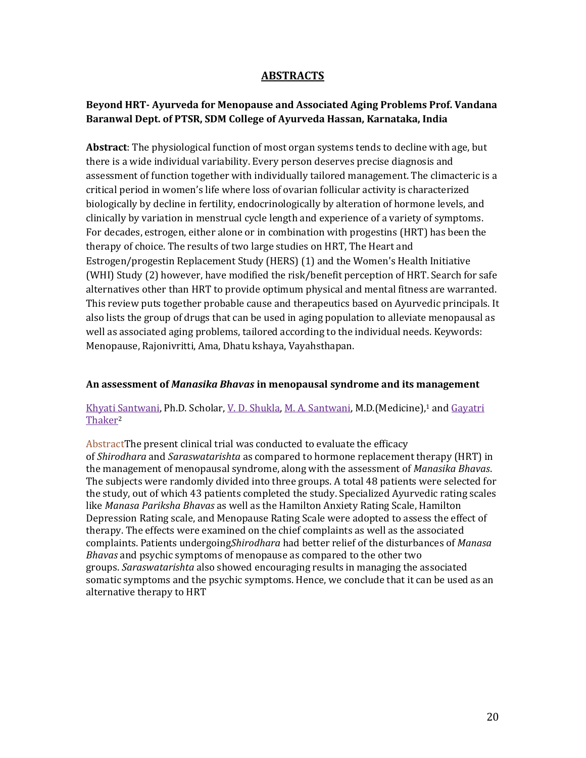# ABSTRACTS

### Beyond HRT- Ayurveda for Menopause and Associated Aging Problems Prof. Vandana Baranwal Dept. of PTSR, SDM College of Ayurveda Hassan, Karnataka, India

**Abstract**: The physiological function of most organ systems tends to decline with age, but there is a wide individual variability. Every person deserves precise diagnosis and assessment of function together with individually tailored management. The climacteric is a critical period in women's life where loss of ovarian follicular activity is characterized biologically by decline in fertility, endocrinologically by alteration of hormone levels, and clinically by variation in menstrual cycle length and experience of a variety of symptoms. For decades, estrogen, either alone or in combination with progestins (HRT) has been the therapy of choice. The results of two large studies on HRT, The Heart and Estrogen/progestin Replacement Study (HERS) (1) and the Women's Health Initiative (WHI) Study (2) however, have modified the risk/benefit perception of HRT. Search for safe alternatives other than HRT to provide optimum physical and mental fitness are warranted. This review puts together probable cause and therapeutics based on Ayurvedic principals. It also lists the group of drugs that can be used in aging population to alleviate menopausal as well as associated aging problems, tailored according to the individual needs. Keywords: Menopause, Rajonivritti, Ama, Dhatu kshaya, Vayahsthapan.

### An assessment of *Manasika Bhavas* in menopausal syndrome and its management

Khyati Santwani, Ph.D. Scholar, V. D. Shukla, M. A. Santwani, M.D.(Medicine),[1] and Gayatri Thaker[2]

AbstractThe present clinical trial was conducted to evaluate the efficacy of *Shirodhara* and *Saraswatarishta* as compared to hormone replacement therapy (HRT) in the management of menopausal syndrome, along with the assessment of *Manasika Bhavas*. The subjects were randomly divided into three groups. A total 48 patients were selected for the study, out of which 43 patients completed the study. Specialized Ayurvedic rating scales like *Manasa Pariksha Bhavas* as well as the Hamilton Anxiety Rating Scale, Hamilton Depression Rating scale, and Menopause Rating Scale were adopted to assess the effect of therapy. The effects were examined on the chief complaints as well as the associated complaints. Patients undergoing*Shirodhara* had better relief of the disturbances of *Manasa Bhavas* and psychic symptoms of menopause as compared to the other two groups. *Saraswatarishta* also showed encouraging results in managing the associated somatic symptoms and the psychic symptoms. Hence, we conclude that it can be used as an alternative therapy to HRT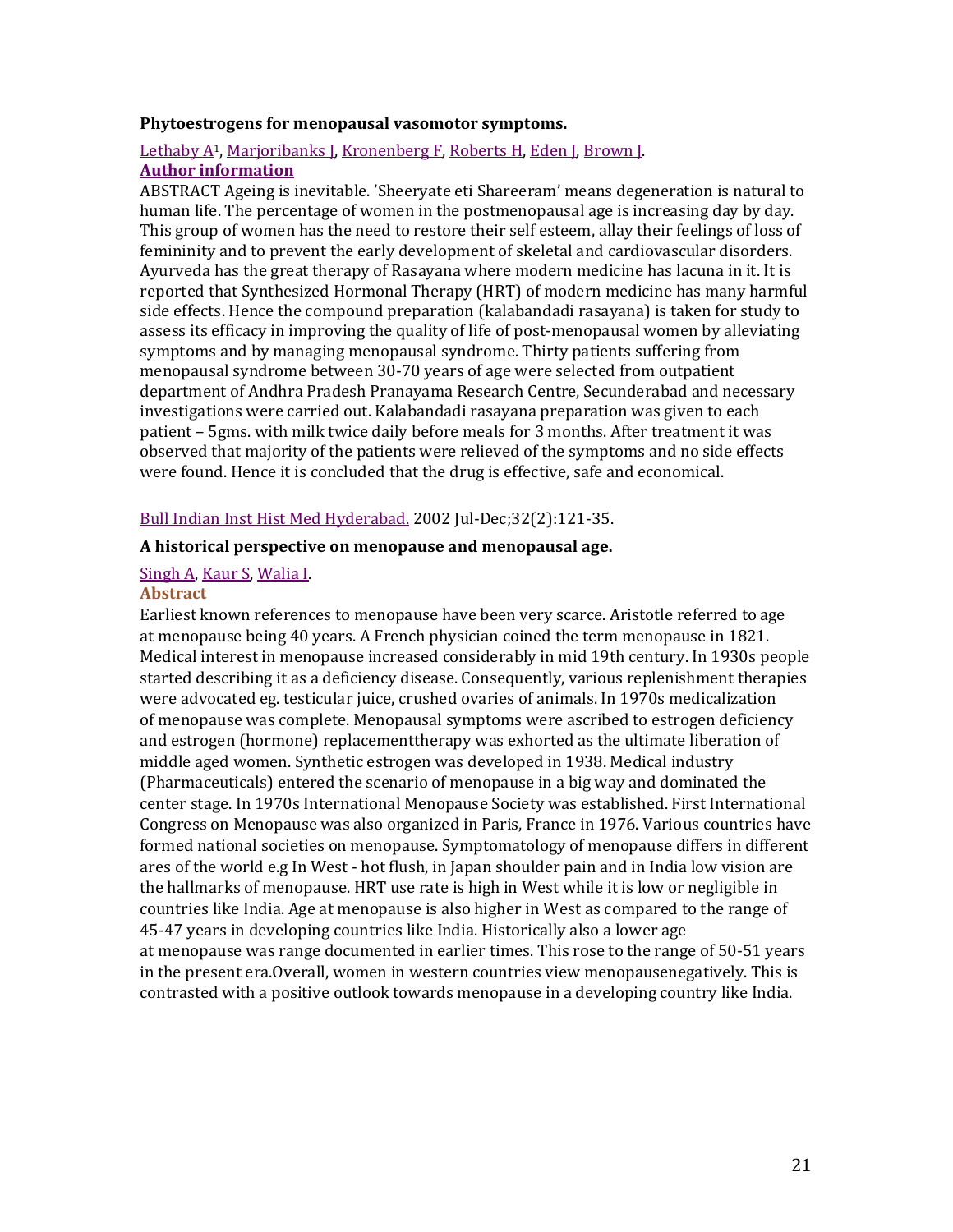**Phytoestrogens for menopausal vasomotor symptoms.**

Lethaby A[1], Marjoribanks J, Kronenberg F, Roberts H, Eden J, Brown J.

**Author information**

ABSTRACT Ageing is inevitable. 'Sheeryate eti Shareeram' means degeneration is natural to human life. The percentage of women in the postmenopausal age is increasing day by day. This group of women has the need to restore their self esteem, allay their feelings of loss of femininity and to prevent the early development of skeletal and cardiovascular disorders. Ayurveda has the great therapy of Rasayana where modern medicine has lacuna in it. It is reported that Synthesized Hormonal Therapy (HRT) of modern medicine has many harmful side effects. Hence the compound preparation (kalabandadi rasayana) is taken for study to assess its efficacy in improving the quality of life of post-menopausal women by alleviating symptoms and by managing menopausal syndrome. Thirty patients suffering from menopausal syndrome between 30-70 years of age were selected from outpatient department of Andhra Pradesh Pranayama Research Centre, Secunderabad and necessary investigations were carried out. Kalabandadi rasayana preparation was given to each patient – 5gms. with milk twice daily before meals for 3 months. After treatment it was observed that majority of the patients were relieved of the symptoms and no side effects were found. Hence it is concluded that the drug is effective, safe and economical.

Bull Indian Inst Hist Med Hyderabad. 2002 Jul-Dec;32(2):121-35.

**A historical perspective on menopause and menopausal age.**

Singh A, Kaur S, Walia I.

**Abstract**

Earliest known references to menopause have been very scarce. Aristotle referred to age at menopause being 40 years. A French physician coined the term menopause in 1821. Medical interest in menopause increased considerably in mid 19th century. In 1930s people started describing it as a deficiency disease. Consequently, various replenishment therapies were advocated eg. testicular juice, crushed ovaries of animals. In 1970s medicalization of menopause was complete. Menopausal symptoms were ascribed to estrogen deficiency and estrogen (hormone) replacementtherapy was exhorted as the ultimate liberation of middle aged women. Synthetic estrogen was developed in 1938. Medical industry (Pharmaceuticals) entered the scenario of menopause in a big way and dominated the center stage. In 1970s International Menopause Society was established. First International Congress on Menopause was also organized in Paris, France in 1976. Various countries have formed national societies on menopause. Symptomatology of menopause differs in different ares of the world e.g In West - hot flush, in Japan shoulder pain and in India low vision are the hallmarks of menopause. HRT use rate is high in West while it is low or negligible in countries like India. Age at menopause is also higher in West as compared to the range of 45-47 years in developing countries like India. Historically also a lower age at menopause was range documented in earlier times. This rose to the range of 50-51 years in the present era.Overall, women in western countries view menopausenegatively. This is contrasted with a positive outlook towards menopause in a developing country like India.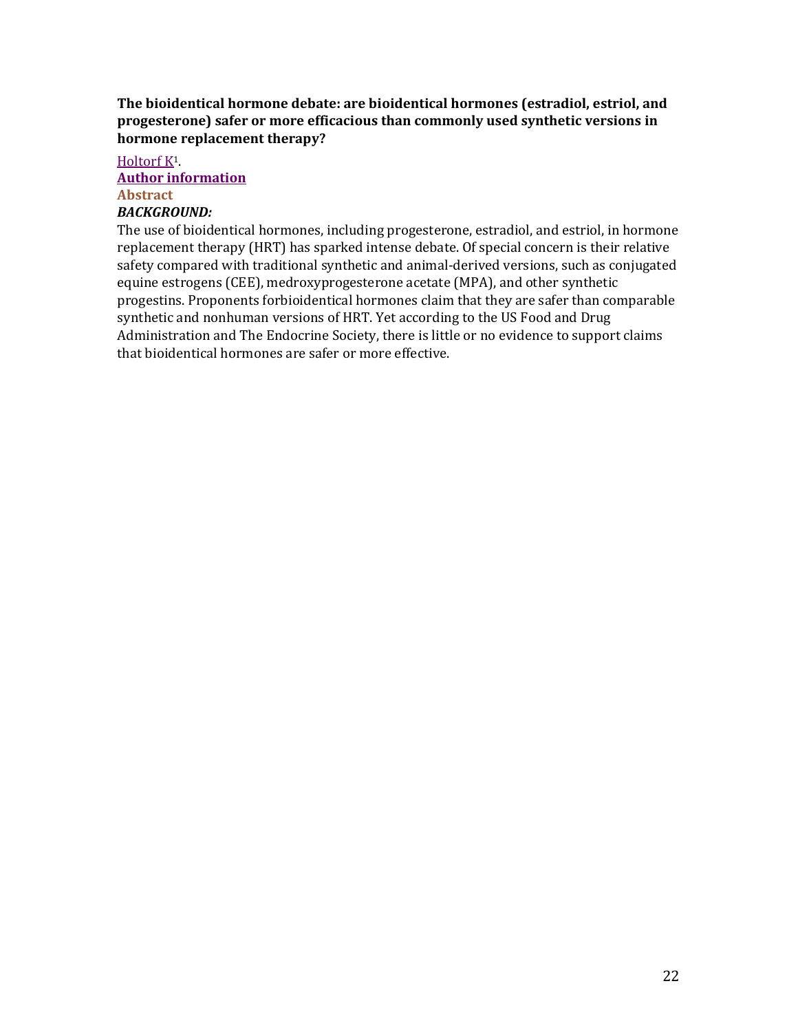**The bioidentical hormone debate: are bioidentical hormones (estradiol, estriol, and progesterone) safer or more efficacious than commonly used synthetic versions in hormone replacement therapy?**

Holtorf K[1].

**Author information**

**Abstract**

***BACKGROUND:***

The use of bioidentical hormones, including progesterone, estradiol, and estriol, in hormone replacement therapy (HRT) has sparked intense debate. Of special concern is their relative safety compared with traditional synthetic and animal-derived versions, such as conjugated equine estrogens (CEE), medroxyprogesterone acetate (MPA), and other synthetic progestins. Proponents forbioidentical hormones claim that they are safer than comparable synthetic and nonhuman versions of HRT. Yet according to the US Food and Drug Administration and The Endocrine Society, there is little or no evidence to support claims that bioidentical hormones are safer or more effective.